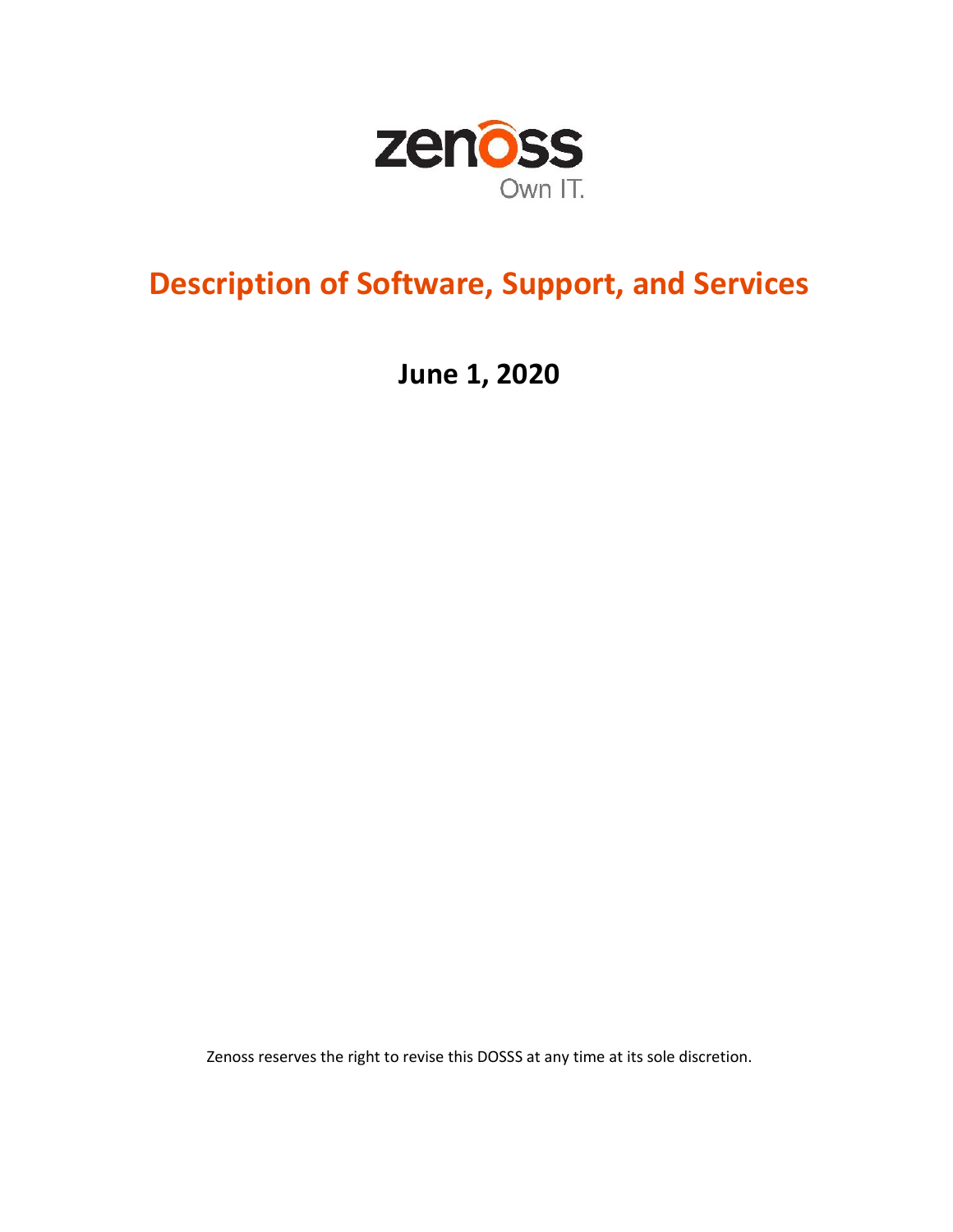zenoss

Own IT.

# Description of Software, Support, and Services

## June 1, 2020

Zenoss reserves the right to revise this DOSSS at any time at its sole discretion.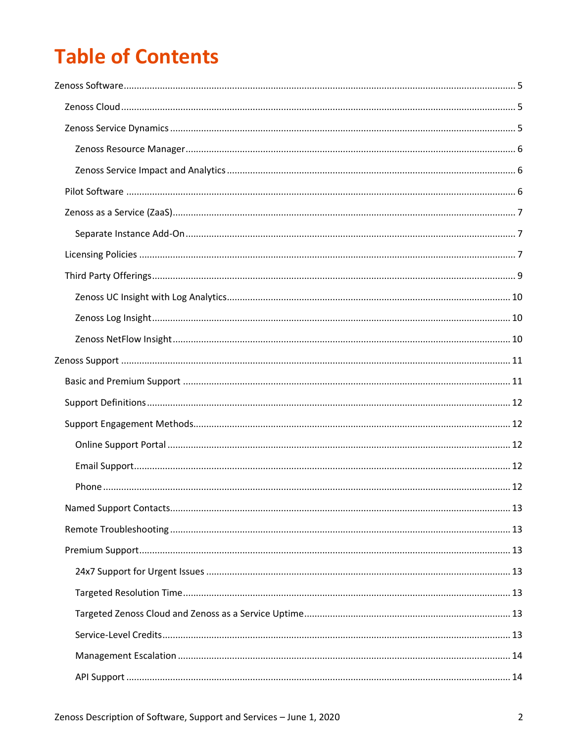# Table of Contents

- Zenoss Software ... 5
  - Zenoss Cloud ... 5
  - Zenoss Service Dynamics ... 5
    - Zenoss Resource Manager ... 6
    - Zenoss Service Impact and Analytics ... 6
  - Pilot Software ... 6
  - Zenoss as a Service (ZaaS) ... 7
    - Separate Instance Add-On ... 7
  - Licensing Policies ... 7
  - Third Party Offerings ... 9
    - Zenoss UC Insight with Log Analytics ... 10
    - Zenoss Log Insight ... 10
    - Zenoss NetFlow Insight ... 10
- Zenoss Support ... 11
  - Basic and Premium Support ... 11
  - Support Definitions ... 12
  - Support Engagement Methods ... 12
    - Online Support Portal ... 12
    - Email Support ... 12
    - Phone ... 12
  - Named Support Contacts ... 13
  - Remote Troubleshooting ... 13
  - Premium Support ... 13
    - 24x7 Support for Urgent Issues ... 13
    - Targeted Resolution Time ... 13
    - Targeted Zenoss Cloud and Zenoss as a Service Uptime ... 13
    - Service-Level Credits ... 13
    - Management Escalation ... 14
    - API Support ... 14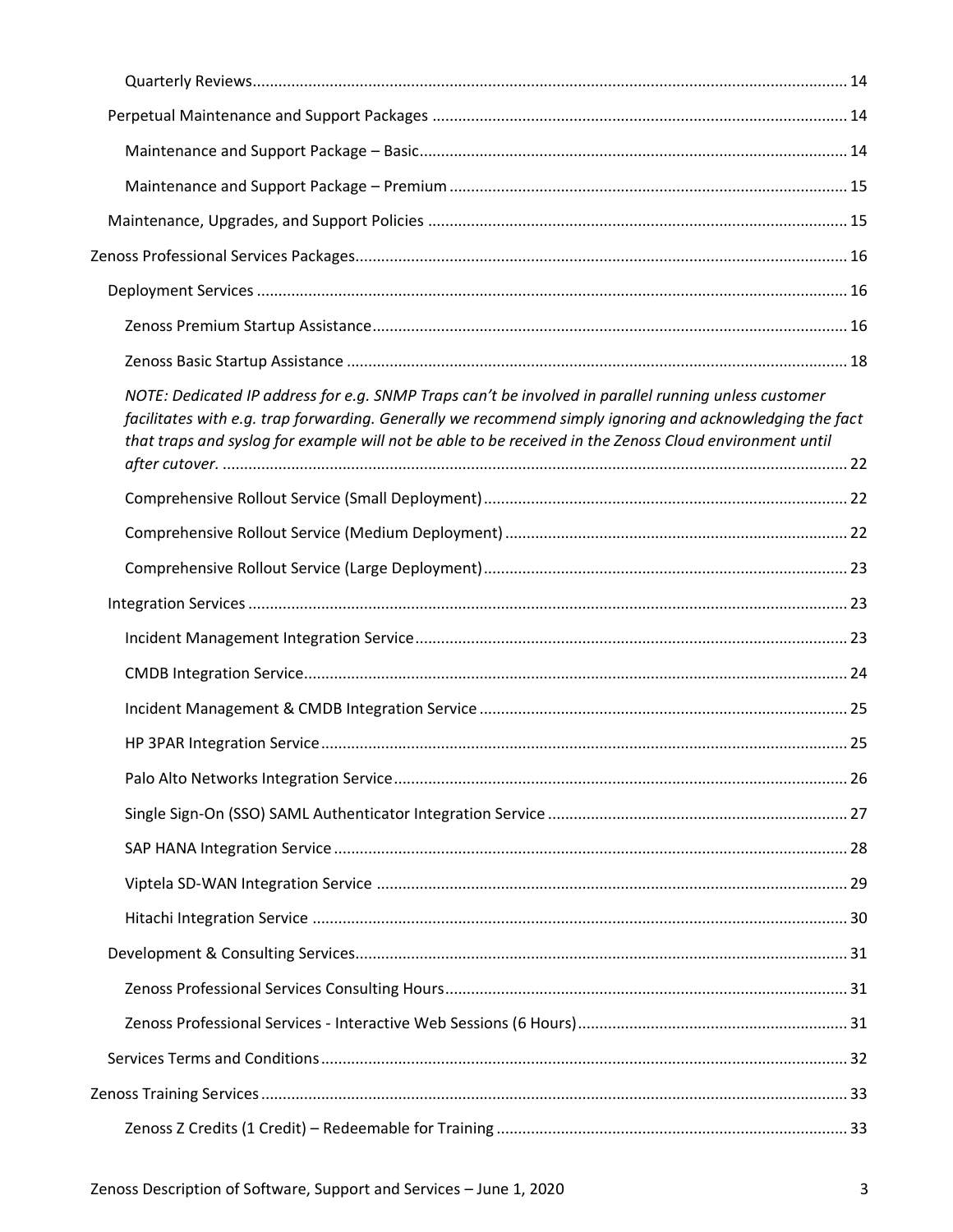Quarterly Reviews ..... 14

Perpetual Maintenance and Support Packages ..... 14

Maintenance and Support Package – Basic ..... 14

Maintenance and Support Package – Premium ..... 15

Maintenance, Upgrades, and Support Policies ..... 15

Zenoss Professional Services Packages ..... 16

Deployment Services ..... 16

Zenoss Premium Startup Assistance ..... 16

Zenoss Basic Startup Assistance ..... 18

*NOTE: Dedicated IP address for e.g. SNMP Traps can't be involved in parallel running unless customer facilitates with e.g. trap forwarding. Generally we recommend simply ignoring and acknowledging the fact that traps and syslog for example will not be able to be received in the Zenoss Cloud environment until after cutover.* ..... 22

Comprehensive Rollout Service (Small Deployment) ..... 22

Comprehensive Rollout Service (Medium Deployment) ..... 22

Comprehensive Rollout Service (Large Deployment) ..... 23

Integration Services ..... 23

Incident Management Integration Service ..... 23

CMDB Integration Service ..... 24

Incident Management & CMDB Integration Service ..... 25

HP 3PAR Integration Service ..... 25

Palo Alto Networks Integration Service ..... 26

Single Sign-On (SSO) SAML Authenticator Integration Service ..... 27

SAP HANA Integration Service ..... 28

Viptela SD-WAN Integration Service ..... 29

Hitachi Integration Service ..... 30

Development & Consulting Services ..... 31

Zenoss Professional Services Consulting Hours ..... 31

Zenoss Professional Services - Interactive Web Sessions (6 Hours) ..... 31

Services Terms and Conditions ..... 32

Zenoss Training Services ..... 33

Zenoss Z Credits (1 Credit) – Redeemable for Training ..... 33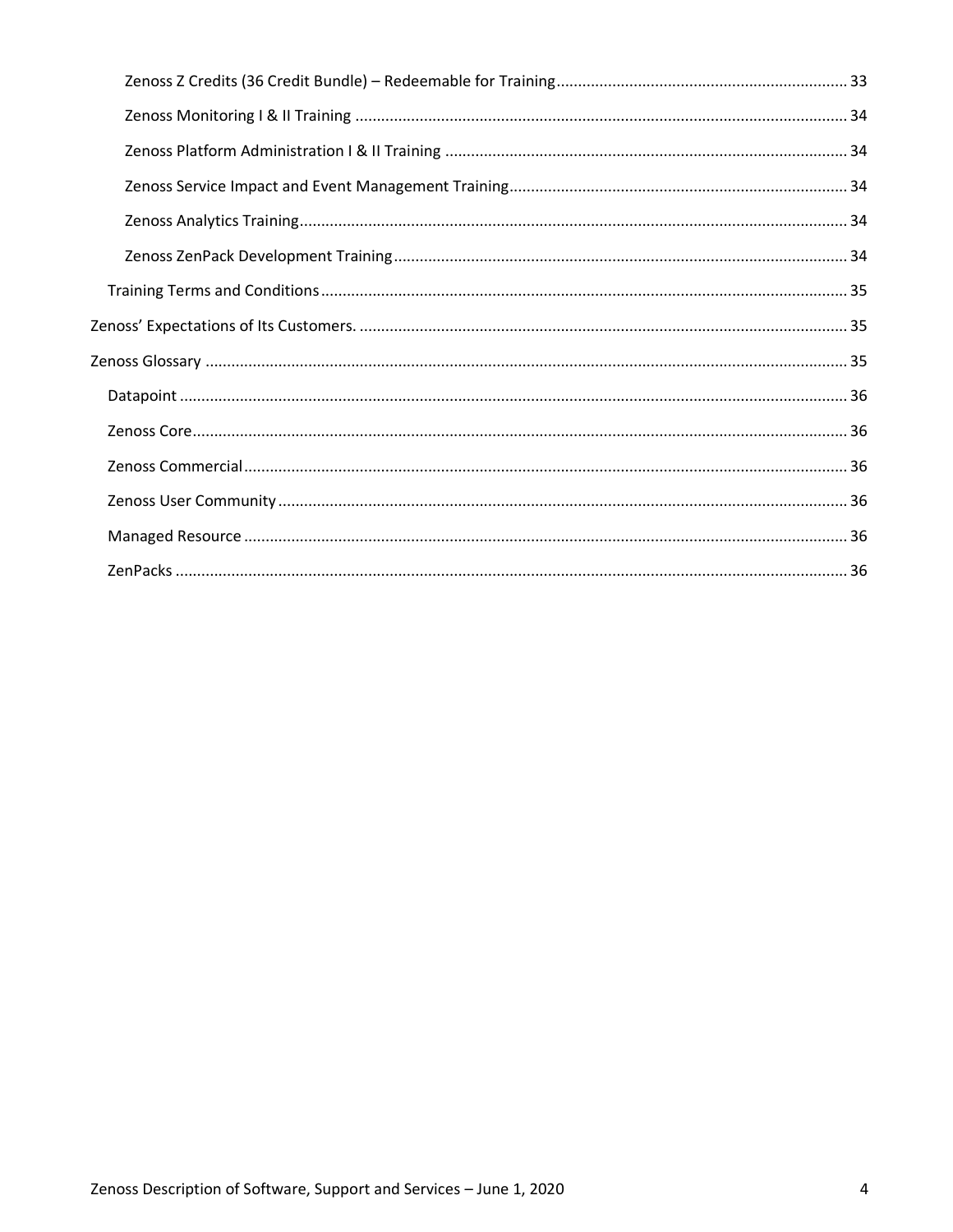- Zenoss Z Credits (36 Credit Bundle) – Redeemable for Training ... 33
- Zenoss Monitoring I & II Training ... 34
- Zenoss Platform Administration I & II Training ... 34
- Zenoss Service Impact and Event Management Training ... 34
- Zenoss Analytics Training ... 34
- Zenoss ZenPack Development Training ... 34

Training Terms and Conditions ... 35

Zenoss' Expectations of Its Customers. ... 35

Zenoss Glossary ... 35

- Datapoint ... 36
- Zenoss Core ... 36
- Zenoss Commercial ... 36
- Zenoss User Community ... 36
- Managed Resource ... 36
- ZenPacks ... 36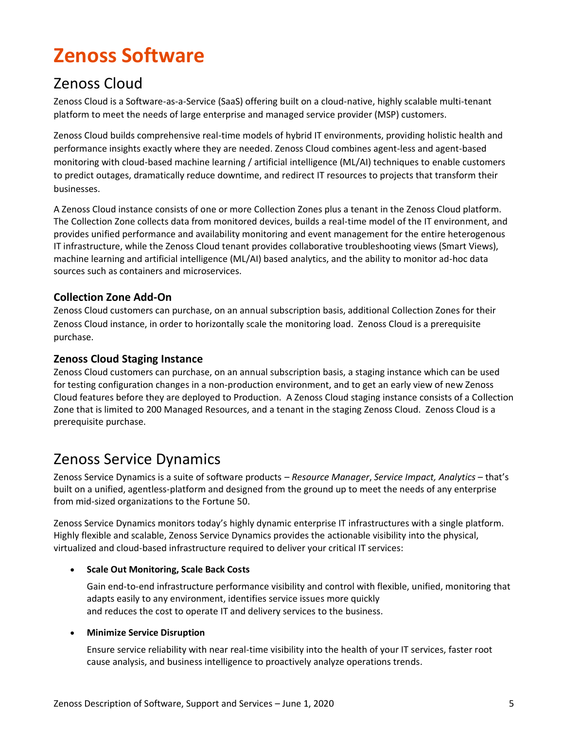# Zenoss Software

## Zenoss Cloud

Zenoss Cloud is a Software-as-a-Service (SaaS) offering built on a cloud-native, highly scalable multi-tenant platform to meet the needs of large enterprise and managed service provider (MSP) customers.

Zenoss Cloud builds comprehensive real-time models of hybrid IT environments, providing holistic health and performance insights exactly where they are needed. Zenoss Cloud combines agent-less and agent-based monitoring with cloud-based machine learning / artificial intelligence (ML/AI) techniques to enable customers to predict outages, dramatically reduce downtime, and redirect IT resources to projects that transform their businesses.

A Zenoss Cloud instance consists of one or more Collection Zones plus a tenant in the Zenoss Cloud platform. The Collection Zone collects data from monitored devices, builds a real-time model of the IT environment, and provides unified performance and availability monitoring and event management for the entire heterogenous IT infrastructure, while the Zenoss Cloud tenant provides collaborative troubleshooting views (Smart Views), machine learning and artificial intelligence (ML/AI) based analytics, and the ability to monitor ad-hoc data sources such as containers and microservices.

### Collection Zone Add-On

Zenoss Cloud customers can purchase, on an annual subscription basis, additional Collection Zones for their Zenoss Cloud instance, in order to horizontally scale the monitoring load. Zenoss Cloud is a prerequisite purchase.

### Zenoss Cloud Staging Instance

Zenoss Cloud customers can purchase, on an annual subscription basis, a staging instance which can be used for testing configuration changes in a non-production environment, and to get an early view of new Zenoss Cloud features before they are deployed to Production. A Zenoss Cloud staging instance consists of a Collection Zone that is limited to 200 Managed Resources, and a tenant in the staging Zenoss Cloud. Zenoss Cloud is a prerequisite purchase.

## Zenoss Service Dynamics

Zenoss Service Dynamics is a suite of software products – *Resource Manager*, *Service Impact, Analytics* – that's built on a unified, agentless-platform and designed from the ground up to meet the needs of any enterprise from mid-sized organizations to the Fortune 50.

Zenoss Service Dynamics monitors today's highly dynamic enterprise IT infrastructures with a single platform. Highly flexible and scalable, Zenoss Service Dynamics provides the actionable visibility into the physical, virtualized and cloud-based infrastructure required to deliver your critical IT services:

- **Scale Out Monitoring, Scale Back Costs**

  Gain end-to-end infrastructure performance visibility and control with flexible, unified, monitoring that adapts easily to any environment, identifies service issues more quickly and reduces the cost to operate IT and delivery services to the business.

- **Minimize Service Disruption**

  Ensure service reliability with near real-time visibility into the health of your IT services, faster root cause analysis, and business intelligence to proactively analyze operations trends.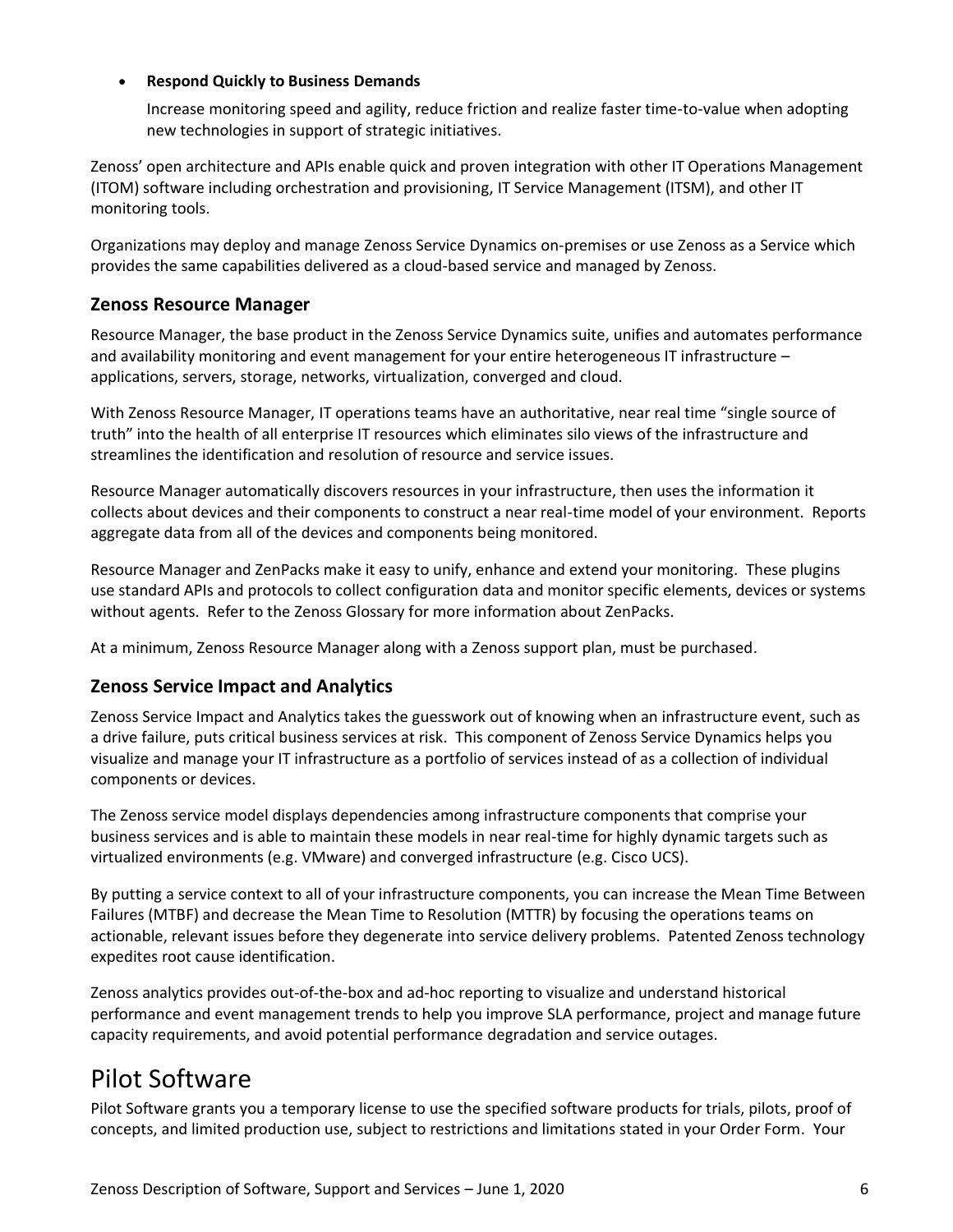- **Respond Quickly to Business Demands**

  Increase monitoring speed and agility, reduce friction and realize faster time-to-value when adopting new technologies in support of strategic initiatives.

Zenoss' open architecture and APIs enable quick and proven integration with other IT Operations Management (ITOM) software including orchestration and provisioning, IT Service Management (ITSM), and other IT monitoring tools.

Organizations may deploy and manage Zenoss Service Dynamics on-premises or use Zenoss as a Service which provides the same capabilities delivered as a cloud-based service and managed by Zenoss.

## Zenoss Resource Manager

Resource Manager, the base product in the Zenoss Service Dynamics suite, unifies and automates performance and availability monitoring and event management for your entire heterogeneous IT infrastructure – applications, servers, storage, networks, virtualization, converged and cloud.

With Zenoss Resource Manager, IT operations teams have an authoritative, near real time "single source of truth" into the health of all enterprise IT resources which eliminates silo views of the infrastructure and streamlines the identification and resolution of resource and service issues.

Resource Manager automatically discovers resources in your infrastructure, then uses the information it collects about devices and their components to construct a near real-time model of your environment. Reports aggregate data from all of the devices and components being monitored.

Resource Manager and ZenPacks make it easy to unify, enhance and extend your monitoring. These plugins use standard APIs and protocols to collect configuration data and monitor specific elements, devices or systems without agents. Refer to the Zenoss Glossary for more information about ZenPacks.

At a minimum, Zenoss Resource Manager along with a Zenoss support plan, must be purchased.

## Zenoss Service Impact and Analytics

Zenoss Service Impact and Analytics takes the guesswork out of knowing when an infrastructure event, such as a drive failure, puts critical business services at risk. This component of Zenoss Service Dynamics helps you visualize and manage your IT infrastructure as a portfolio of services instead of as a collection of individual components or devices.

The Zenoss service model displays dependencies among infrastructure components that comprise your business services and is able to maintain these models in near real-time for highly dynamic targets such as virtualized environments (e.g. VMware) and converged infrastructure (e.g. Cisco UCS).

By putting a service context to all of your infrastructure components, you can increase the Mean Time Between Failures (MTBF) and decrease the Mean Time to Resolution (MTTR) by focusing the operations teams on actionable, relevant issues before they degenerate into service delivery problems. Patented Zenoss technology expedites root cause identification.

Zenoss analytics provides out-of-the-box and ad-hoc reporting to visualize and understand historical performance and event management trends to help you improve SLA performance, project and manage future capacity requirements, and avoid potential performance degradation and service outages.

# Pilot Software

Pilot Software grants you a temporary license to use the specified software products for trials, pilots, proof of concepts, and limited production use, subject to restrictions and limitations stated in your Order Form. Your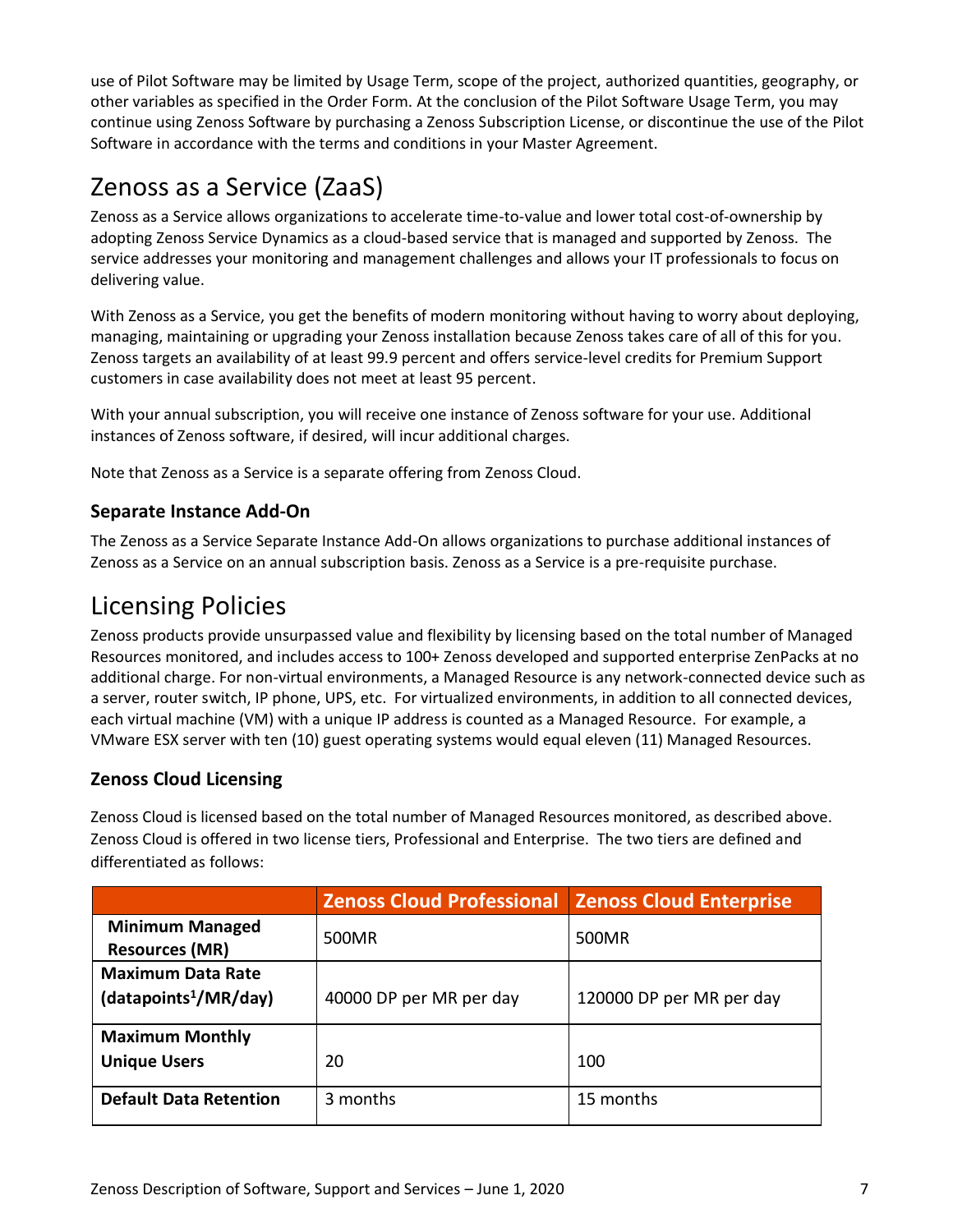use of Pilot Software may be limited by Usage Term, scope of the project, authorized quantities, geography, or other variables as specified in the Order Form. At the conclusion of the Pilot Software Usage Term, you may continue using Zenoss Software by purchasing a Zenoss Subscription License, or discontinue the use of the Pilot Software in accordance with the terms and conditions in your Master Agreement.

# Zenoss as a Service (ZaaS)

Zenoss as a Service allows organizations to accelerate time-to-value and lower total cost-of-ownership by adopting Zenoss Service Dynamics as a cloud-based service that is managed and supported by Zenoss. The service addresses your monitoring and management challenges and allows your IT professionals to focus on delivering value.

With Zenoss as a Service, you get the benefits of modern monitoring without having to worry about deploying, managing, maintaining or upgrading your Zenoss installation because Zenoss takes care of all of this for you. Zenoss targets an availability of at least 99.9 percent and offers service-level credits for Premium Support customers in case availability does not meet at least 95 percent.

With your annual subscription, you will receive one instance of Zenoss software for your use. Additional instances of Zenoss software, if desired, will incur additional charges.

Note that Zenoss as a Service is a separate offering from Zenoss Cloud.

### Separate Instance Add-On

The Zenoss as a Service Separate Instance Add-On allows organizations to purchase additional instances of Zenoss as a Service on an annual subscription basis. Zenoss as a Service is a pre-requisite purchase.

# Licensing Policies

Zenoss products provide unsurpassed value and flexibility by licensing based on the total number of Managed Resources monitored, and includes access to 100+ Zenoss developed and supported enterprise ZenPacks at no additional charge. For non-virtual environments, a Managed Resource is any network-connected device such as a server, router switch, IP phone, UPS, etc. For virtualized environments, in addition to all connected devices, each virtual machine (VM) with a unique IP address is counted as a Managed Resource. For example, a VMware ESX server with ten (10) guest operating systems would equal eleven (11) Managed Resources.

### Zenoss Cloud Licensing

Zenoss Cloud is licensed based on the total number of Managed Resources monitored, as described above. Zenoss Cloud is offered in two license tiers, Professional and Enterprise. The two tiers are defined and differentiated as follows:

| | Zenoss Cloud Professional | Zenoss Cloud Enterprise |
|---|---|---|
| **Minimum Managed Resources (MR)** | 500MR | 500MR |
| **Maximum Data Rate (datapoints[1]/MR/day)** | 40000 DP per MR per day | 120000 DP per MR per day |
| **Maximum Monthly Unique Users** | 20 | 100 |
| **Default Data Retention** | 3 months | 15 months |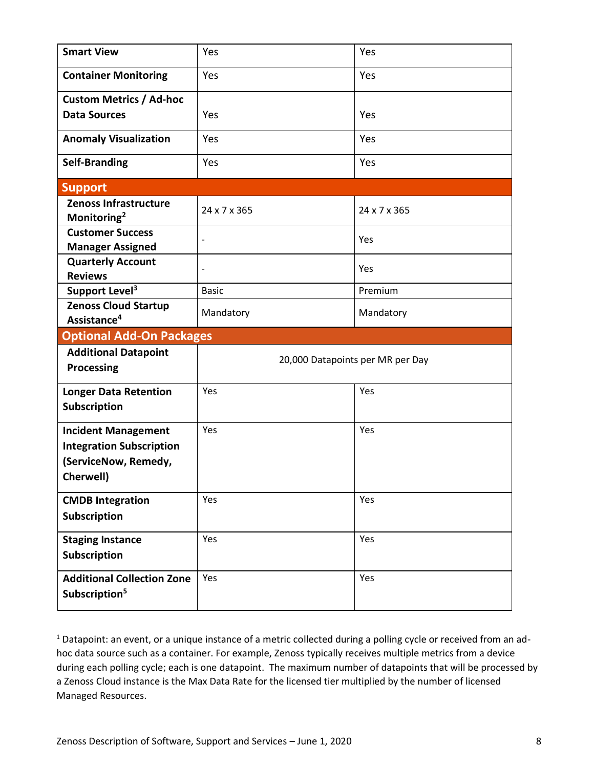| | | |
|---|---|---|
| **Smart View** | Yes | Yes |
| **Container Monitoring** | Yes | Yes |
| **Custom Metrics / Ad-hoc Data Sources** | Yes | Yes |
| **Anomaly Visualization** | Yes | Yes |
| **Self-Branding** | Yes | Yes |
| **Support** | | |
| **Zenoss Infrastructure Monitoring**[2] | 24 x 7 x 365 | 24 x 7 x 365 |
| **Customer Success Manager Assigned** | - | Yes |
| **Quarterly Account Reviews** | - | Yes |
| **Support Level**[3] | Basic | Premium |
| **Zenoss Cloud Startup Assistance**[4] | Mandatory | Mandatory |
| **Optional Add-On Packages** | | |
| **Additional Datapoint Processing** | 20,000 Datapoints per MR per Day | |
| **Longer Data Retention Subscription** | Yes | Yes |
| **Incident Management Integration Subscription (ServiceNow, Remedy, Cherwell)** | Yes | Yes |
| **CMDB Integration Subscription** | Yes | Yes |
| **Staging Instance Subscription** | Yes | Yes |
| **Additional Collection Zone Subscription**[5] | Yes | Yes |

[1] Datapoint: an event, or a unique instance of a metric collected during a polling cycle or received from an ad-hoc data source such as a container. For example, Zenoss typically receives multiple metrics from a device during each polling cycle; each is one datapoint. The maximum number of datapoints that will be processed by a Zenoss Cloud instance is the Max Data Rate for the licensed tier multiplied by the number of licensed Managed Resources.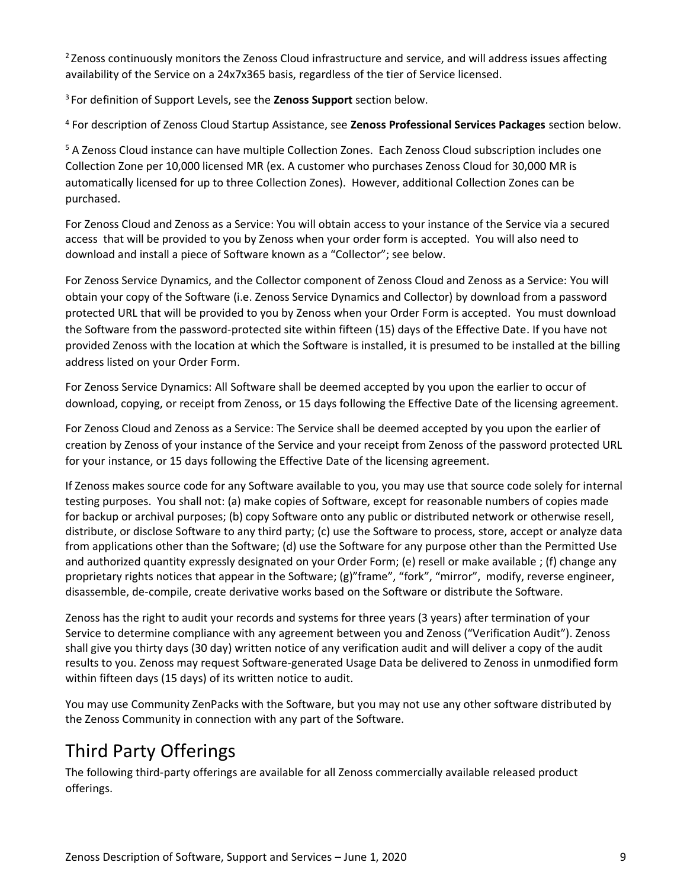[2] Zenoss continuously monitors the Zenoss Cloud infrastructure and service, and will address issues affecting availability of the Service on a 24x7x365 basis, regardless of the tier of Service licensed.

[3] For definition of Support Levels, see the **Zenoss Support** section below.

[4] For description of Zenoss Cloud Startup Assistance, see **Zenoss Professional Services Packages** section below.

[5] A Zenoss Cloud instance can have multiple Collection Zones. Each Zenoss Cloud subscription includes one Collection Zone per 10,000 licensed MR (ex. A customer who purchases Zenoss Cloud for 30,000 MR is automatically licensed for up to three Collection Zones). However, additional Collection Zones can be purchased.

For Zenoss Cloud and Zenoss as a Service: You will obtain access to your instance of the Service via a secured access that will be provided to you by Zenoss when your order form is accepted. You will also need to download and install a piece of Software known as a "Collector"; see below.

For Zenoss Service Dynamics, and the Collector component of Zenoss Cloud and Zenoss as a Service: You will obtain your copy of the Software (i.e. Zenoss Service Dynamics and Collector) by download from a password protected URL that will be provided to you by Zenoss when your Order Form is accepted. You must download the Software from the password-protected site within fifteen (15) days of the Effective Date. If you have not provided Zenoss with the location at which the Software is installed, it is presumed to be installed at the billing address listed on your Order Form.

For Zenoss Service Dynamics: All Software shall be deemed accepted by you upon the earlier to occur of download, copying, or receipt from Zenoss, or 15 days following the Effective Date of the licensing agreement.

For Zenoss Cloud and Zenoss as a Service: The Service shall be deemed accepted by you upon the earlier of creation by Zenoss of your instance of the Service and your receipt from Zenoss of the password protected URL for your instance, or 15 days following the Effective Date of the licensing agreement.

If Zenoss makes source code for any Software available to you, you may use that source code solely for internal testing purposes. You shall not: (a) make copies of Software, except for reasonable numbers of copies made for backup or archival purposes; (b) copy Software onto any public or distributed network or otherwise resell, distribute, or disclose Software to any third party; (c) use the Software to process, store, accept or analyze data from applications other than the Software; (d) use the Software for any purpose other than the Permitted Use and authorized quantity expressly designated on your Order Form; (e) resell or make available ; (f) change any proprietary rights notices that appear in the Software; (g)"frame", "fork", "mirror", modify, reverse engineer, disassemble, de-compile, create derivative works based on the Software or distribute the Software.

Zenoss has the right to audit your records and systems for three years (3 years) after termination of your Service to determine compliance with any agreement between you and Zenoss ("Verification Audit"). Zenoss shall give you thirty days (30 day) written notice of any verification audit and will deliver a copy of the audit results to you. Zenoss may request Software-generated Usage Data be delivered to Zenoss in unmodified form within fifteen days (15 days) of its written notice to audit.

You may use Community ZenPacks with the Software, but you may not use any other software distributed by the Zenoss Community in connection with any part of the Software.

# Third Party Offerings

The following third-party offerings are available for all Zenoss commercially available released product offerings.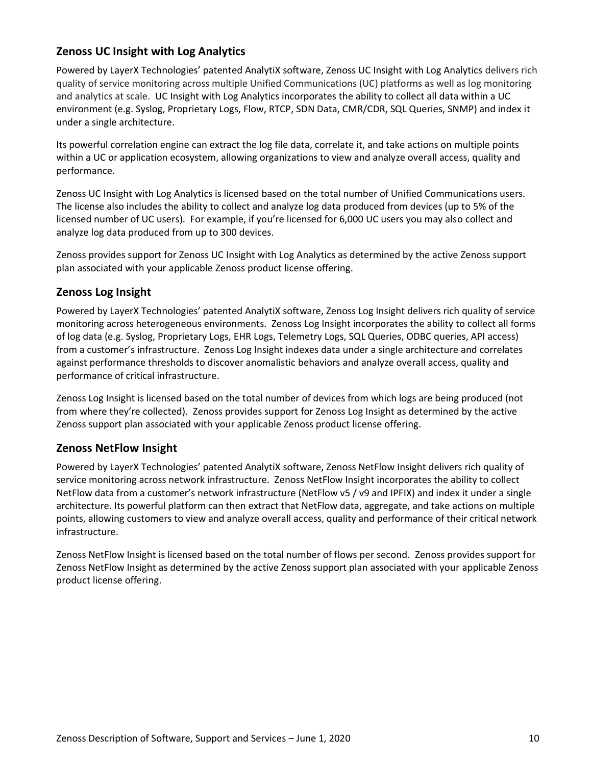## Zenoss UC Insight with Log Analytics

Powered by LayerX Technologies' patented AnalytiX software, Zenoss UC Insight with Log Analytics delivers rich quality of service monitoring across multiple Unified Communications (UC) platforms as well as log monitoring and analytics at scale. UC Insight with Log Analytics incorporates the ability to collect all data within a UC environment (e.g. Syslog, Proprietary Logs, Flow, RTCP, SDN Data, CMR/CDR, SQL Queries, SNMP) and index it under a single architecture.

Its powerful correlation engine can extract the log file data, correlate it, and take actions on multiple points within a UC or application ecosystem, allowing organizations to view and analyze overall access, quality and performance.

Zenoss UC Insight with Log Analytics is licensed based on the total number of Unified Communications users. The license also includes the ability to collect and analyze log data produced from devices (up to 5% of the licensed number of UC users). For example, if you're licensed for 6,000 UC users you may also collect and analyze log data produced from up to 300 devices.

Zenoss provides support for Zenoss UC Insight with Log Analytics as determined by the active Zenoss support plan associated with your applicable Zenoss product license offering.

## Zenoss Log Insight

Powered by LayerX Technologies' patented AnalytiX software, Zenoss Log Insight delivers rich quality of service monitoring across heterogeneous environments. Zenoss Log Insight incorporates the ability to collect all forms of log data (e.g. Syslog, Proprietary Logs, EHR Logs, Telemetry Logs, SQL Queries, ODBC queries, API access) from a customer's infrastructure. Zenoss Log Insight indexes data under a single architecture and correlates against performance thresholds to discover anomalistic behaviors and analyze overall access, quality and performance of critical infrastructure.

Zenoss Log Insight is licensed based on the total number of devices from which logs are being produced (not from where they're collected). Zenoss provides support for Zenoss Log Insight as determined by the active Zenoss support plan associated with your applicable Zenoss product license offering.

## Zenoss NetFlow Insight

Powered by LayerX Technologies' patented AnalytiX software, Zenoss NetFlow Insight delivers rich quality of service monitoring across network infrastructure. Zenoss NetFlow Insight incorporates the ability to collect NetFlow data from a customer's network infrastructure (NetFlow v5 / v9 and IPFIX) and index it under a single architecture. Its powerful platform can then extract that NetFlow data, aggregate, and take actions on multiple points, allowing customers to view and analyze overall access, quality and performance of their critical network infrastructure.

Zenoss NetFlow Insight is licensed based on the total number of flows per second. Zenoss provides support for Zenoss NetFlow Insight as determined by the active Zenoss support plan associated with your applicable Zenoss product license offering.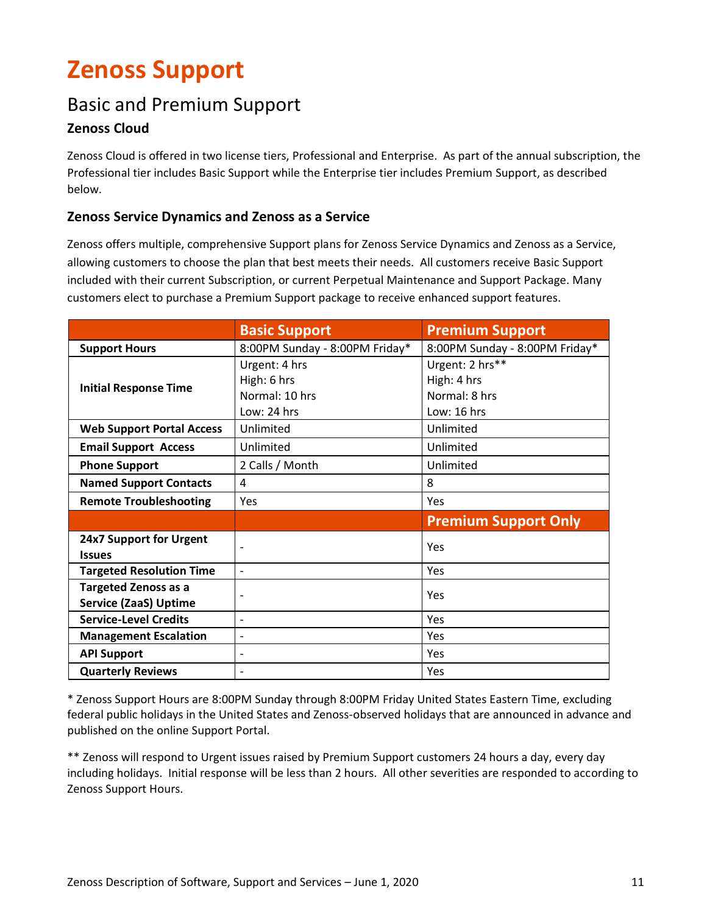# Zenoss Support

## Basic and Premium Support

### Zenoss Cloud

Zenoss Cloud is offered in two license tiers, Professional and Enterprise. As part of the annual subscription, the Professional tier includes Basic Support while the Enterprise tier includes Premium Support, as described below.

### Zenoss Service Dynamics and Zenoss as a Service

Zenoss offers multiple, comprehensive Support plans for Zenoss Service Dynamics and Zenoss as a Service, allowing customers to choose the plan that best meets their needs. All customers receive Basic Support included with their current Subscription, or current Perpetual Maintenance and Support Package. Many customers elect to purchase a Premium Support package to receive enhanced support features.

| | Basic Support | Premium Support |
|---|---|---|
| **Support Hours** | 8:00PM Sunday - 8:00PM Friday* | 8:00PM Sunday - 8:00PM Friday* |
| **Initial Response Time** | Urgent: 4 hrs<br>High: 6 hrs<br>Normal: 10 hrs<br>Low: 24 hrs | Urgent: 2 hrs**<br>High: 4 hrs<br>Normal: 8 hrs<br>Low: 16 hrs |
| **Web Support Portal Access** | Unlimited | Unlimited |
| **Email Support Access** | Unlimited | Unlimited |
| **Phone Support** | 2 Calls / Month | Unlimited |
| **Named Support Contacts** | 4 | 8 |
| **Remote Troubleshooting** | Yes | Yes |
| | | **Premium Support Only** |
| **24x7 Support for Urgent Issues** | - | Yes |
| **Targeted Resolution Time** | - | Yes |
| **Targeted Zenoss as a Service (ZaaS) Uptime** | - | Yes |
| **Service-Level Credits** | - | Yes |
| **Management Escalation** | - | Yes |
| **API Support** | - | Yes |
| **Quarterly Reviews** | - | Yes |

* Zenoss Support Hours are 8:00PM Sunday through 8:00PM Friday United States Eastern Time, excluding federal public holidays in the United States and Zenoss-observed holidays that are announced in advance and published on the online Support Portal.

** Zenoss will respond to Urgent issues raised by Premium Support customers 24 hours a day, every day including holidays. Initial response will be less than 2 hours. All other severities are responded to according to Zenoss Support Hours.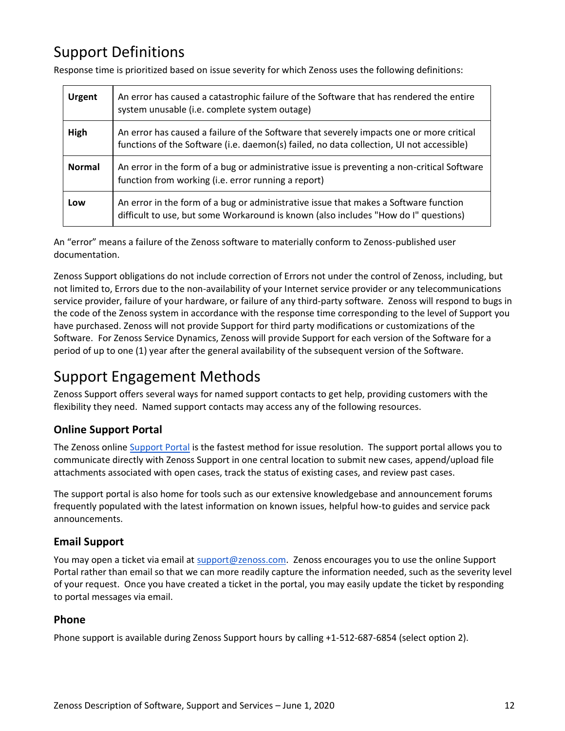## Support Definitions

Response time is prioritized based on issue severity for which Zenoss uses the following definitions:

| | |
|---|---|
| **Urgent** | An error has caused a catastrophic failure of the Software that has rendered the entire system unusable (i.e. complete system outage) |
| **High** | An error has caused a failure of the Software that severely impacts one or more critical functions of the Software (i.e. daemon(s) failed, no data collection, UI not accessible) |
| **Normal** | An error in the form of a bug or administrative issue is preventing a non-critical Software function from working (i.e. error running a report) |
| **Low** | An error in the form of a bug or administrative issue that makes a Software function difficult to use, but some Workaround is known (also includes "How do I" questions) |

An “error” means a failure of the Zenoss software to materially conform to Zenoss-published user documentation.

Zenoss Support obligations do not include correction of Errors not under the control of Zenoss, including, but not limited to, Errors due to the non-availability of your Internet service provider or any telecommunications service provider, failure of your hardware, or failure of any third-party software. Zenoss will respond to bugs in the code of the Zenoss system in accordance with the response time corresponding to the level of Support you have purchased. Zenoss will not provide Support for third party modifications or customizations of the Software. For Zenoss Service Dynamics, Zenoss will provide Support for each version of the Software for a period of up to one (1) year after the general availability of the subsequent version of the Software.

## Support Engagement Methods

Zenoss Support offers several ways for named support contacts to get help, providing customers with the flexibility they need. Named support contacts may access any of the following resources.

### Online Support Portal

The Zenoss online Support Portal is the fastest method for issue resolution. The support portal allows you to communicate directly with Zenoss Support in one central location to submit new cases, append/upload file attachments associated with open cases, track the status of existing cases, and review past cases.

The support portal is also home for tools such as our extensive knowledgebase and announcement forums frequently populated with the latest information on known issues, helpful how-to guides and service pack announcements.

### Email Support

You may open a ticket via email at support@zenoss.com. Zenoss encourages you to use the online Support Portal rather than email so that we can more readily capture the information needed, such as the severity level of your request. Once you have created a ticket in the portal, you may easily update the ticket by responding to portal messages via email.

### Phone

Phone support is available during Zenoss Support hours by calling +1-512-687-6854 (select option 2).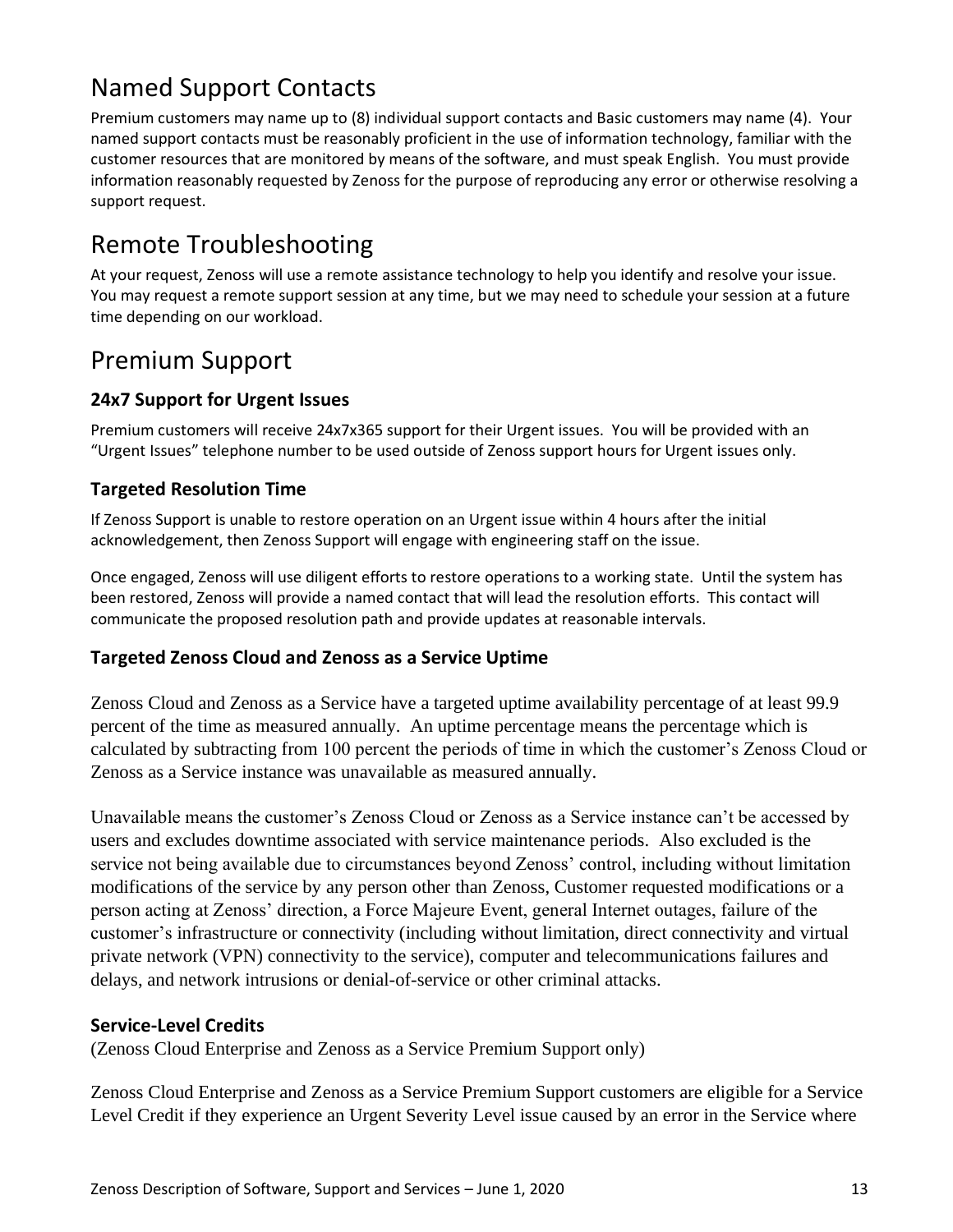## Named Support Contacts

Premium customers may name up to (8) individual support contacts and Basic customers may name (4). Your named support contacts must be reasonably proficient in the use of information technology, familiar with the customer resources that are monitored by means of the software, and must speak English. You must provide information reasonably requested by Zenoss for the purpose of reproducing any error or otherwise resolving a support request.

## Remote Troubleshooting

At your request, Zenoss will use a remote assistance technology to help you identify and resolve your issue. You may request a remote support session at any time, but we may need to schedule your session at a future time depending on our workload.

## Premium Support

### 24x7 Support for Urgent Issues

Premium customers will receive 24x7x365 support for their Urgent issues. You will be provided with an "Urgent Issues" telephone number to be used outside of Zenoss support hours for Urgent issues only.

### Targeted Resolution Time

If Zenoss Support is unable to restore operation on an Urgent issue within 4 hours after the initial acknowledgement, then Zenoss Support will engage with engineering staff on the issue.

Once engaged, Zenoss will use diligent efforts to restore operations to a working state. Until the system has been restored, Zenoss will provide a named contact that will lead the resolution efforts. This contact will communicate the proposed resolution path and provide updates at reasonable intervals.

### Targeted Zenoss Cloud and Zenoss as a Service Uptime

Zenoss Cloud and Zenoss as a Service have a targeted uptime availability percentage of at least 99.9 percent of the time as measured annually. An uptime percentage means the percentage which is calculated by subtracting from 100 percent the periods of time in which the customer's Zenoss Cloud or Zenoss as a Service instance was unavailable as measured annually.

Unavailable means the customer's Zenoss Cloud or Zenoss as a Service instance can't be accessed by users and excludes downtime associated with service maintenance periods. Also excluded is the service not being available due to circumstances beyond Zenoss' control, including without limitation modifications of the service by any person other than Zenoss, Customer requested modifications or a person acting at Zenoss' direction, a Force Majeure Event, general Internet outages, failure of the customer's infrastructure or connectivity (including without limitation, direct connectivity and virtual private network (VPN) connectivity to the service), computer and telecommunications failures and delays, and network intrusions or denial-of-service or other criminal attacks.

### Service-Level Credits

(Zenoss Cloud Enterprise and Zenoss as a Service Premium Support only)

Zenoss Cloud Enterprise and Zenoss as a Service Premium Support customers are eligible for a Service Level Credit if they experience an Urgent Severity Level issue caused by an error in the Service where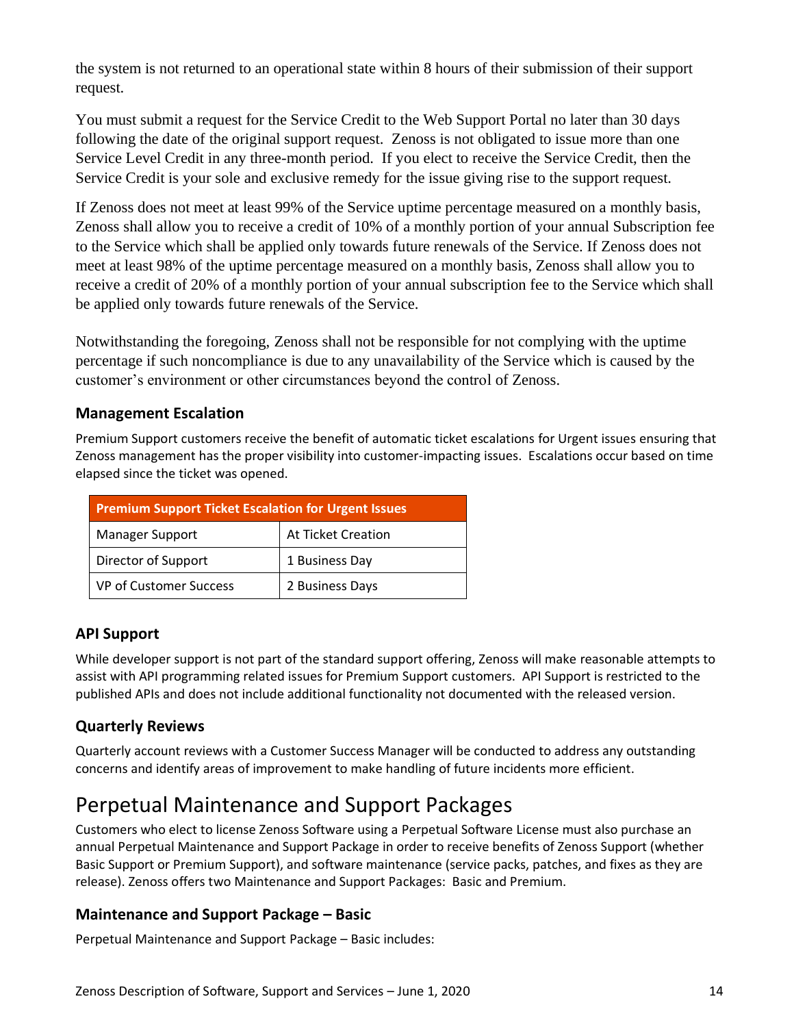the system is not returned to an operational state within 8 hours of their submission of their support request.

You must submit a request for the Service Credit to the Web Support Portal no later than 30 days following the date of the original support request. Zenoss is not obligated to issue more than one Service Level Credit in any three-month period. If you elect to receive the Service Credit, then the Service Credit is your sole and exclusive remedy for the issue giving rise to the support request.

If Zenoss does not meet at least 99% of the Service uptime percentage measured on a monthly basis, Zenoss shall allow you to receive a credit of 10% of a monthly portion of your annual Subscription fee to the Service which shall be applied only towards future renewals of the Service. If Zenoss does not meet at least 98% of the uptime percentage measured on a monthly basis, Zenoss shall allow you to receive a credit of 20% of a monthly portion of your annual subscription fee to the Service which shall be applied only towards future renewals of the Service.

Notwithstanding the foregoing, Zenoss shall not be responsible for not complying with the uptime percentage if such noncompliance is due to any unavailability of the Service which is caused by the customer's environment or other circumstances beyond the control of Zenoss.

### Management Escalation

Premium Support customers receive the benefit of automatic ticket escalations for Urgent issues ensuring that Zenoss management has the proper visibility into customer-impacting issues. Escalations occur based on time elapsed since the ticket was opened.

| Premium Support Ticket Escalation for Urgent Issues | |
|---|---|
| Manager Support | At Ticket Creation |
| Director of Support | 1 Business Day |
| VP of Customer Success | 2 Business Days |

### API Support

While developer support is not part of the standard support offering, Zenoss will make reasonable attempts to assist with API programming related issues for Premium Support customers. API Support is restricted to the published APIs and does not include additional functionality not documented with the released version.

### Quarterly Reviews

Quarterly account reviews with a Customer Success Manager will be conducted to address any outstanding concerns and identify areas of improvement to make handling of future incidents more efficient.

## Perpetual Maintenance and Support Packages

Customers who elect to license Zenoss Software using a Perpetual Software License must also purchase an annual Perpetual Maintenance and Support Package in order to receive benefits of Zenoss Support (whether Basic Support or Premium Support), and software maintenance (service packs, patches, and fixes as they are release). Zenoss offers two Maintenance and Support Packages: Basic and Premium.

### Maintenance and Support Package – Basic

Perpetual Maintenance and Support Package – Basic includes: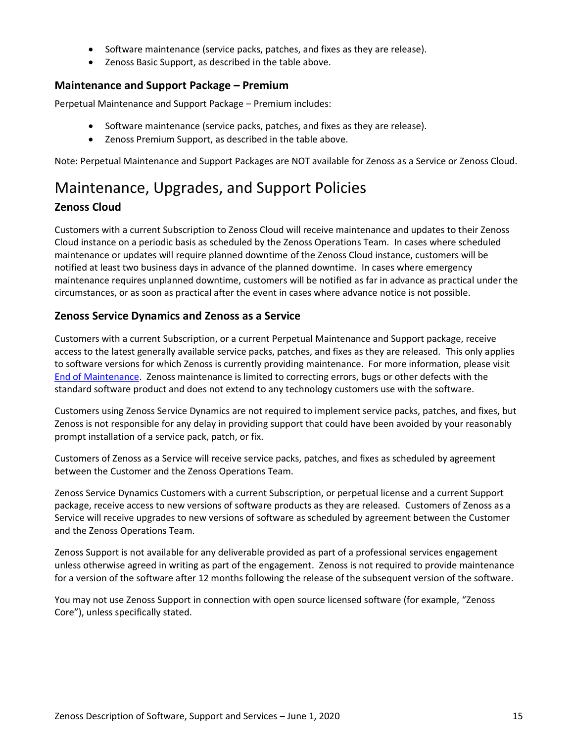- Software maintenance (service packs, patches, and fixes as they are release).
- Zenoss Basic Support, as described in the table above.

### Maintenance and Support Package – Premium

Perpetual Maintenance and Support Package – Premium includes:

- Software maintenance (service packs, patches, and fixes as they are release).
- Zenoss Premium Support, as described in the table above.

Note: Perpetual Maintenance and Support Packages are NOT available for Zenoss as a Service or Zenoss Cloud.

## Maintenance, Upgrades, and Support Policies

### Zenoss Cloud

Customers with a current Subscription to Zenoss Cloud will receive maintenance and updates to their Zenoss Cloud instance on a periodic basis as scheduled by the Zenoss Operations Team. In cases where scheduled maintenance or updates will require planned downtime of the Zenoss Cloud instance, customers will be notified at least two business days in advance of the planned downtime. In cases where emergency maintenance requires unplanned downtime, customers will be notified as far in advance as practical under the circumstances, or as soon as practical after the event in cases where advance notice is not possible.

### Zenoss Service Dynamics and Zenoss as a Service

Customers with a current Subscription, or a current Perpetual Maintenance and Support package, receive access to the latest generally available service packs, patches, and fixes as they are released. This only applies to software versions for which Zenoss is currently providing maintenance. For more information, please visit End of Maintenance. Zenoss maintenance is limited to correcting errors, bugs or other defects with the standard software product and does not extend to any technology customers use with the software.

Customers using Zenoss Service Dynamics are not required to implement service packs, patches, and fixes, but Zenoss is not responsible for any delay in providing support that could have been avoided by your reasonably prompt installation of a service pack, patch, or fix.

Customers of Zenoss as a Service will receive service packs, patches, and fixes as scheduled by agreement between the Customer and the Zenoss Operations Team.

Zenoss Service Dynamics Customers with a current Subscription, or perpetual license and a current Support package, receive access to new versions of software products as they are released. Customers of Zenoss as a Service will receive upgrades to new versions of software as scheduled by agreement between the Customer and the Zenoss Operations Team.

Zenoss Support is not available for any deliverable provided as part of a professional services engagement unless otherwise agreed in writing as part of the engagement. Zenoss is not required to provide maintenance for a version of the software after 12 months following the release of the subsequent version of the software.

You may not use Zenoss Support in connection with open source licensed software (for example, "Zenoss Core"), unless specifically stated.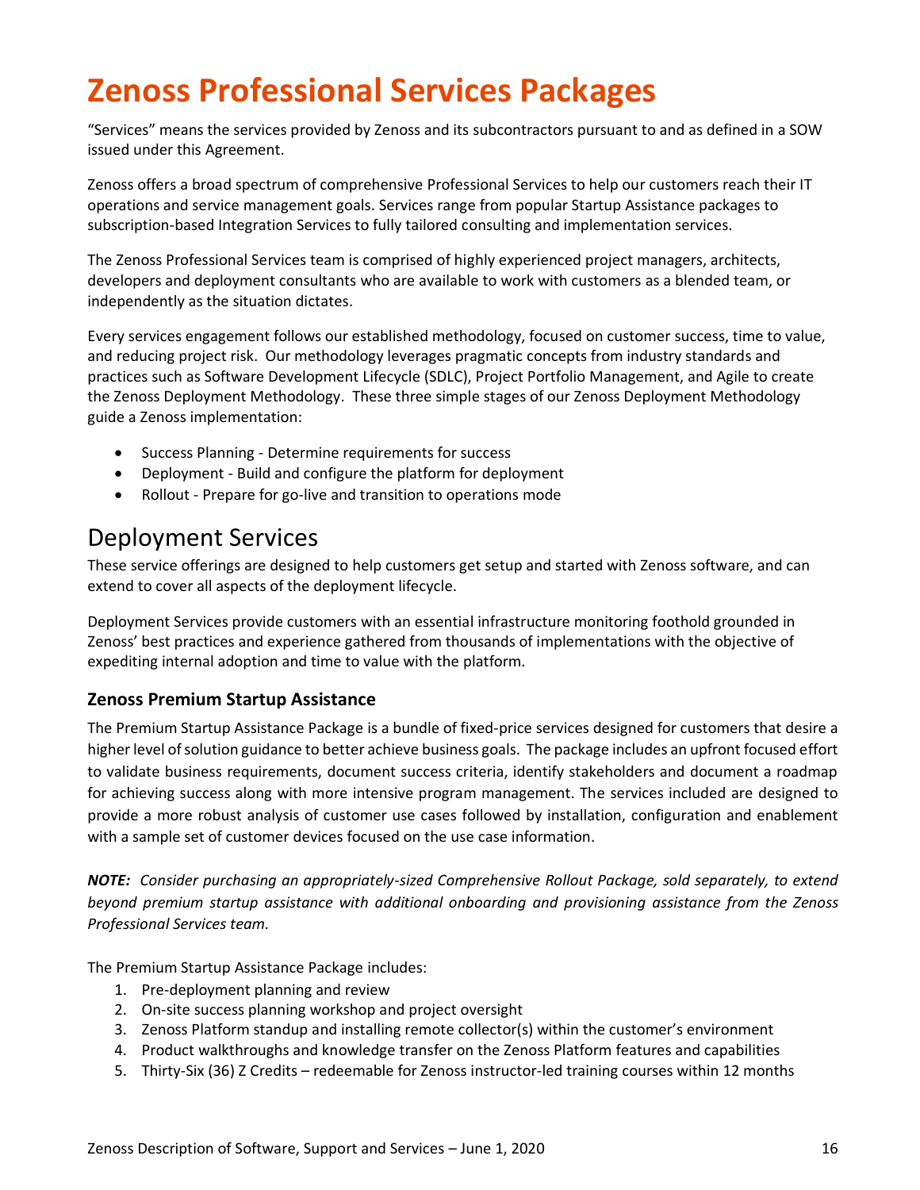# Zenoss Professional Services Packages

"Services" means the services provided by Zenoss and its subcontractors pursuant to and as defined in a SOW issued under this Agreement.

Zenoss offers a broad spectrum of comprehensive Professional Services to help our customers reach their IT operations and service management goals. Services range from popular Startup Assistance packages to subscription-based Integration Services to fully tailored consulting and implementation services.

The Zenoss Professional Services team is comprised of highly experienced project managers, architects, developers and deployment consultants who are available to work with customers as a blended team, or independently as the situation dictates.

Every services engagement follows our established methodology, focused on customer success, time to value, and reducing project risk. Our methodology leverages pragmatic concepts from industry standards and practices such as Software Development Lifecycle (SDLC), Project Portfolio Management, and Agile to create the Zenoss Deployment Methodology. These three simple stages of our Zenoss Deployment Methodology guide a Zenoss implementation:

- Success Planning - Determine requirements for success
- Deployment - Build and configure the platform for deployment
- Rollout - Prepare for go-live and transition to operations mode

## Deployment Services

These service offerings are designed to help customers get setup and started with Zenoss software, and can extend to cover all aspects of the deployment lifecycle.

Deployment Services provide customers with an essential infrastructure monitoring foothold grounded in Zenoss' best practices and experience gathered from thousands of implementations with the objective of expediting internal adoption and time to value with the platform.

### Zenoss Premium Startup Assistance

The Premium Startup Assistance Package is a bundle of fixed-price services designed for customers that desire a higher level of solution guidance to better achieve business goals. The package includes an upfront focused effort to validate business requirements, document success criteria, identify stakeholders and document a roadmap for achieving success along with more intensive program management. The services included are designed to provide a more robust analysis of customer use cases followed by installation, configuration and enablement with a sample set of customer devices focused on the use case information.

***NOTE:*** *Consider purchasing an appropriately-sized Comprehensive Rollout Package, sold separately, to extend beyond premium startup assistance with additional onboarding and provisioning assistance from the Zenoss Professional Services team.*

The Premium Startup Assistance Package includes:

1. Pre-deployment planning and review
2. On-site success planning workshop and project oversight
3. Zenoss Platform standup and installing remote collector(s) within the customer's environment
4. Product walkthroughs and knowledge transfer on the Zenoss Platform features and capabilities
5. Thirty-Six (36) Z Credits – redeemable for Zenoss instructor-led training courses within 12 months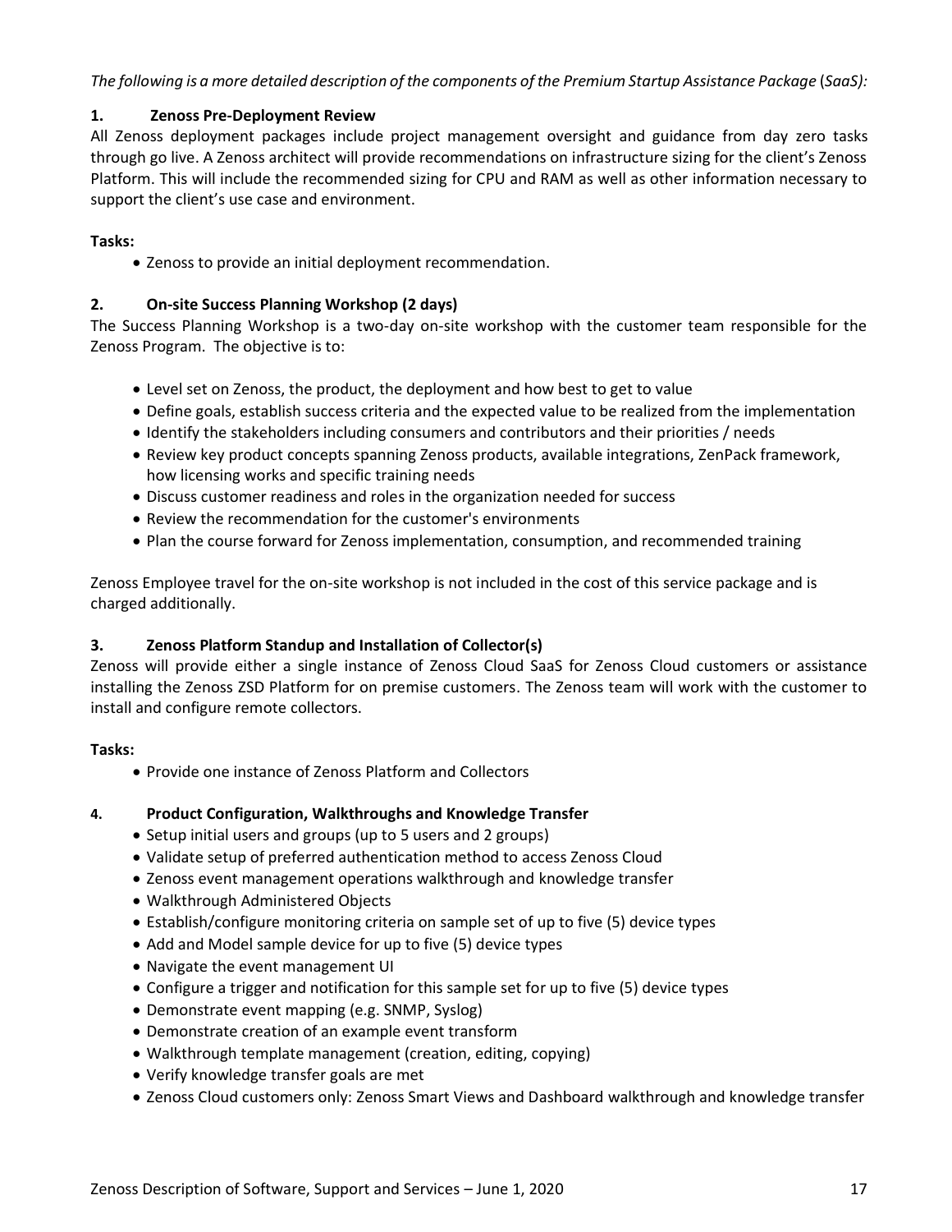*The following is a more detailed description of the components of the Premium Startup Assistance Package (SaaS):*

### 1. Zenoss Pre-Deployment Review

All Zenoss deployment packages include project management oversight and guidance from day zero tasks through go live. A Zenoss architect will provide recommendations on infrastructure sizing for the client's Zenoss Platform. This will include the recommended sizing for CPU and RAM as well as other information necessary to support the client's use case and environment.

**Tasks:**

- Zenoss to provide an initial deployment recommendation.

### 2. On-site Success Planning Workshop (2 days)

The Success Planning Workshop is a two-day on-site workshop with the customer team responsible for the Zenoss Program. The objective is to:

- Level set on Zenoss, the product, the deployment and how best to get to value
- Define goals, establish success criteria and the expected value to be realized from the implementation
- Identify the stakeholders including consumers and contributors and their priorities / needs
- Review key product concepts spanning Zenoss products, available integrations, ZenPack framework, how licensing works and specific training needs
- Discuss customer readiness and roles in the organization needed for success
- Review the recommendation for the customer's environments
- Plan the course forward for Zenoss implementation, consumption, and recommended training

Zenoss Employee travel for the on-site workshop is not included in the cost of this service package and is charged additionally.

### 3. Zenoss Platform Standup and Installation of Collector(s)

Zenoss will provide either a single instance of Zenoss Cloud SaaS for Zenoss Cloud customers or assistance installing the Zenoss ZSD Platform for on premise customers. The Zenoss team will work with the customer to install and configure remote collectors.

**Tasks:**

- Provide one instance of Zenoss Platform and Collectors

### 4. Product Configuration, Walkthroughs and Knowledge Transfer

- Setup initial users and groups (up to 5 users and 2 groups)
- Validate setup of preferred authentication method to access Zenoss Cloud
- Zenoss event management operations walkthrough and knowledge transfer
- Walkthrough Administered Objects
- Establish/configure monitoring criteria on sample set of up to five (5) device types
- Add and Model sample device for up to five (5) device types
- Navigate the event management UI
- Configure a trigger and notification for this sample set for up to five (5) device types
- Demonstrate event mapping (e.g. SNMP, Syslog)
- Demonstrate creation of an example event transform
- Walkthrough template management (creation, editing, copying)
- Verify knowledge transfer goals are met
- Zenoss Cloud customers only: Zenoss Smart Views and Dashboard walkthrough and knowledge transfer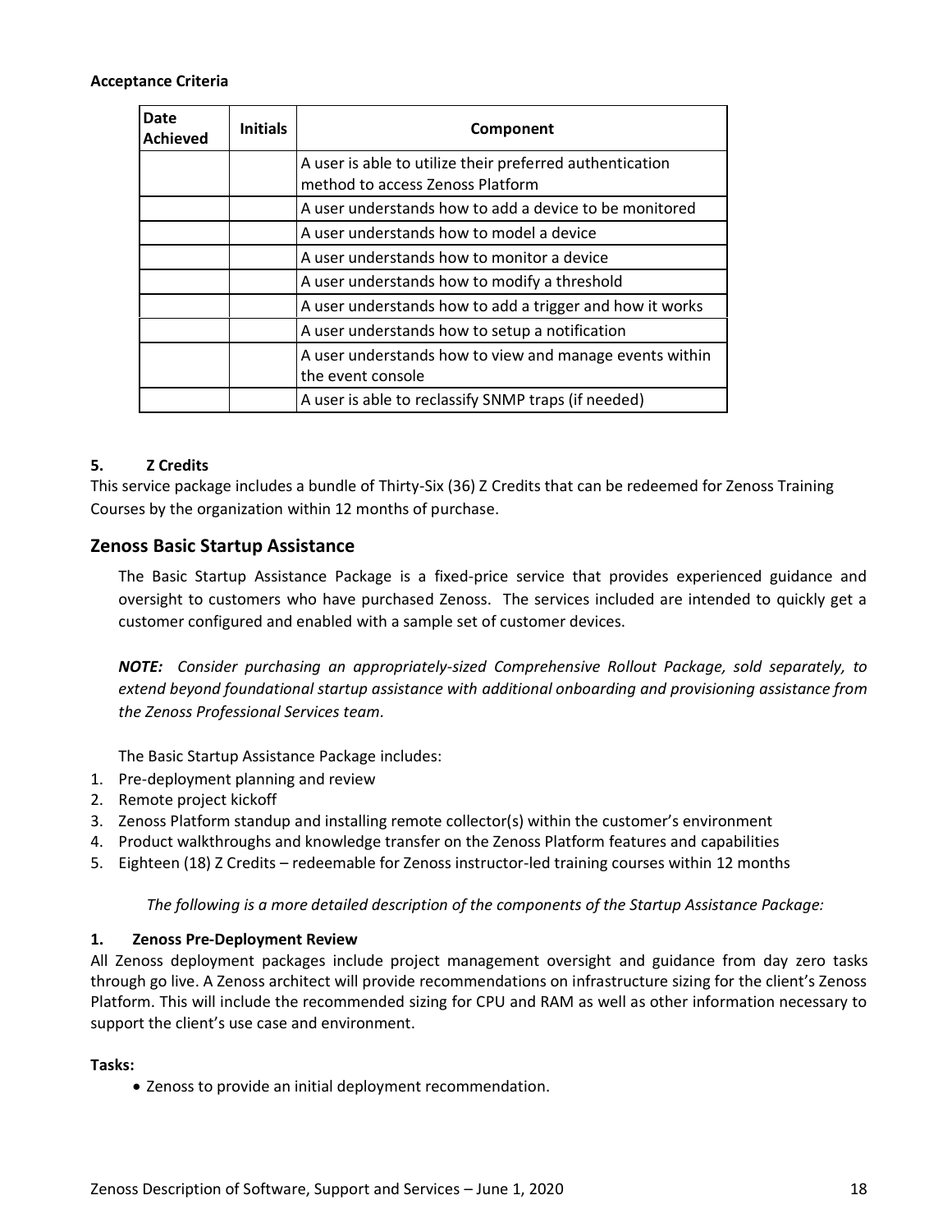**Acceptance Criteria**

| Date Achieved | Initials | Component |
|---|---|---|
| | | A user is able to utilize their preferred authentication method to access Zenoss Platform |
| | | A user understands how to add a device to be monitored |
| | | A user understands how to model a device |
| | | A user understands how to monitor a device |
| | | A user understands how to modify a threshold |
| | | A user understands how to add a trigger and how it works |
| | | A user understands how to setup a notification |
| | | A user understands how to view and manage events within the event console |
| | | A user is able to reclassify SNMP traps (if needed) |

**5. Z Credits**

This service package includes a bundle of Thirty-Six (36) Z Credits that can be redeemed for Zenoss Training Courses by the organization within 12 months of purchase.

## Zenoss Basic Startup Assistance

The Basic Startup Assistance Package is a fixed-price service that provides experienced guidance and oversight to customers who have purchased Zenoss. The services included are intended to quickly get a customer configured and enabled with a sample set of customer devices.

***NOTE:*** *Consider purchasing an appropriately-sized Comprehensive Rollout Package, sold separately, to extend beyond foundational startup assistance with additional onboarding and provisioning assistance from the Zenoss Professional Services team.*

The Basic Startup Assistance Package includes:

1. Pre-deployment planning and review
2. Remote project kickoff
3. Zenoss Platform standup and installing remote collector(s) within the customer's environment
4. Product walkthroughs and knowledge transfer on the Zenoss Platform features and capabilities
5. Eighteen (18) Z Credits – redeemable for Zenoss instructor-led training courses within 12 months

*The following is a more detailed description of the components of the Startup Assistance Package:*

**1. Zenoss Pre-Deployment Review**

All Zenoss deployment packages include project management oversight and guidance from day zero tasks through go live. A Zenoss architect will provide recommendations on infrastructure sizing for the client's Zenoss Platform. This will include the recommended sizing for CPU and RAM as well as other information necessary to support the client's use case and environment.

**Tasks:**

- Zenoss to provide an initial deployment recommendation.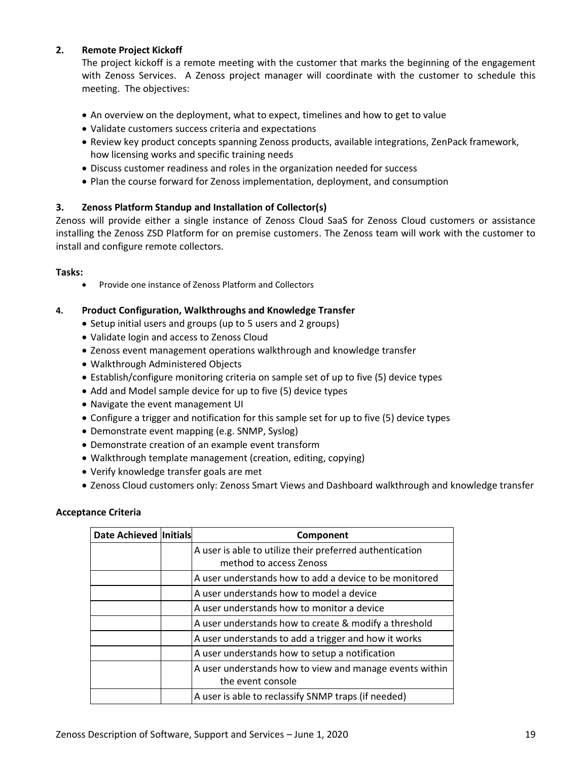**2. Remote Project Kickoff**

The project kickoff is a remote meeting with the customer that marks the beginning of the engagement with Zenoss Services. A Zenoss project manager will coordinate with the customer to schedule this meeting. The objectives:

- An overview on the deployment, what to expect, timelines and how to get to value
- Validate customers success criteria and expectations
- Review key product concepts spanning Zenoss products, available integrations, ZenPack framework, how licensing works and specific training needs
- Discuss customer readiness and roles in the organization needed for success
- Plan the course forward for Zenoss implementation, deployment, and consumption

**3. Zenoss Platform Standup and Installation of Collector(s)**

Zenoss will provide either a single instance of Zenoss Cloud SaaS for Zenoss Cloud customers or assistance installing the Zenoss ZSD Platform for on premise customers. The Zenoss team will work with the customer to install and configure remote collectors.

**Tasks:**

- Provide one instance of Zenoss Platform and Collectors

**4. Product Configuration, Walkthroughs and Knowledge Transfer**

- Setup initial users and groups (up to 5 users and 2 groups)
- Validate login and access to Zenoss Cloud
- Zenoss event management operations walkthrough and knowledge transfer
- Walkthrough Administered Objects
- Establish/configure monitoring criteria on sample set of up to five (5) device types
- Add and Model sample device for up to five (5) device types
- Navigate the event management UI
- Configure a trigger and notification for this sample set for up to five (5) device types
- Demonstrate event mapping (e.g. SNMP, Syslog)
- Demonstrate creation of an example event transform
- Walkthrough template management (creation, editing, copying)
- Verify knowledge transfer goals are met
- Zenoss Cloud customers only: Zenoss Smart Views and Dashboard walkthrough and knowledge transfer

**Acceptance Criteria**

| Date Achieved | Initials | Component |
|---|---|---|
| | | A user is able to utilize their preferred authentication method to access Zenoss |
| | | A user understands how to add a device to be monitored |
| | | A user understands how to model a device |
| | | A user understands how to monitor a device |
| | | A user understands how to create & modify a threshold |
| | | A user understands to add a trigger and how it works |
| | | A user understands how to setup a notification |
| | | A user understands how to view and manage events within the event console |
| | | A user is able to reclassify SNMP traps (if needed) |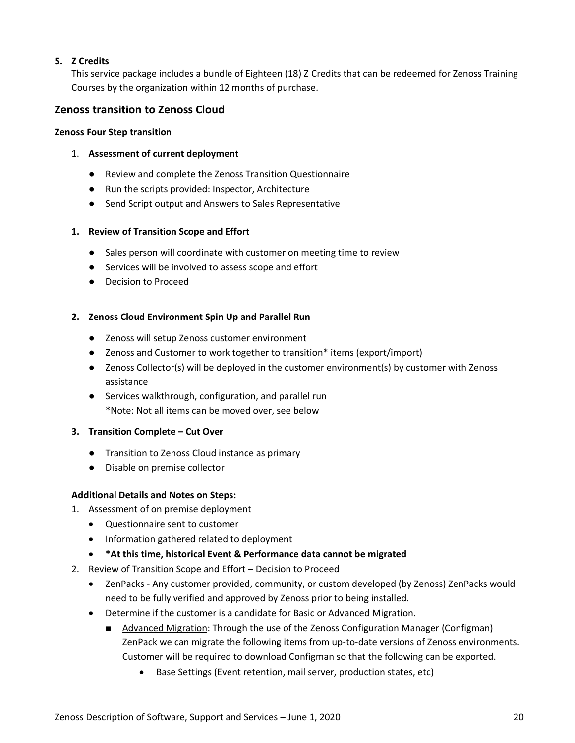5. **Z Credits**
   This service package includes a bundle of Eighteen (18) Z Credits that can be redeemed for Zenoss Training Courses by the organization within 12 months of purchase.

## Zenoss transition to Zenoss Cloud

#### Zenoss Four Step transition

1. **Assessment of current deployment**

   - Review and complete the Zenoss Transition Questionnaire
   - Run the scripts provided: Inspector, Architecture
   - Send Script output and Answers to Sales Representative

1. **Review of Transition Scope and Effort**

   - Sales person will coordinate with customer on meeting time to review
   - Services will be involved to assess scope and effort
   - Decision to Proceed

2. **Zenoss Cloud Environment Spin Up and Parallel Run**

   - Zenoss will setup Zenoss customer environment
   - Zenoss and Customer to work together to transition* items (export/import)
   - Zenoss Collector(s) will be deployed in the customer environment(s) by customer with Zenoss assistance
   - Services walkthrough, configuration, and parallel run
     *Note: Not all items can be moved over, see below

3. **Transition Complete – Cut Over**

   - Transition to Zenoss Cloud instance as primary
   - Disable on premise collector

**Additional Details and Notes on Steps:**

1. Assessment of on premise deployment
   - Questionnaire sent to customer
   - Information gathered related to deployment
   - **<u>*At this time, historical Event & Performance data cannot be migrated</u>**
2. Review of Transition Scope and Effort – Decision to Proceed
   - ZenPacks - Any customer provided, community, or custom developed (by Zenoss) ZenPacks would need to be fully verified and approved by Zenoss prior to being installed.
   - Determine if the customer is a candidate for Basic or Advanced Migration.
     - <u>Advanced Migration</u>: Through the use of the Zenoss Configuration Manager (Configman) ZenPack we can migrate the following items from up-to-date versions of Zenoss environments. Customer will be required to download Configman so that the following can be exported.
       - Base Settings (Event retention, mail server, production states, etc)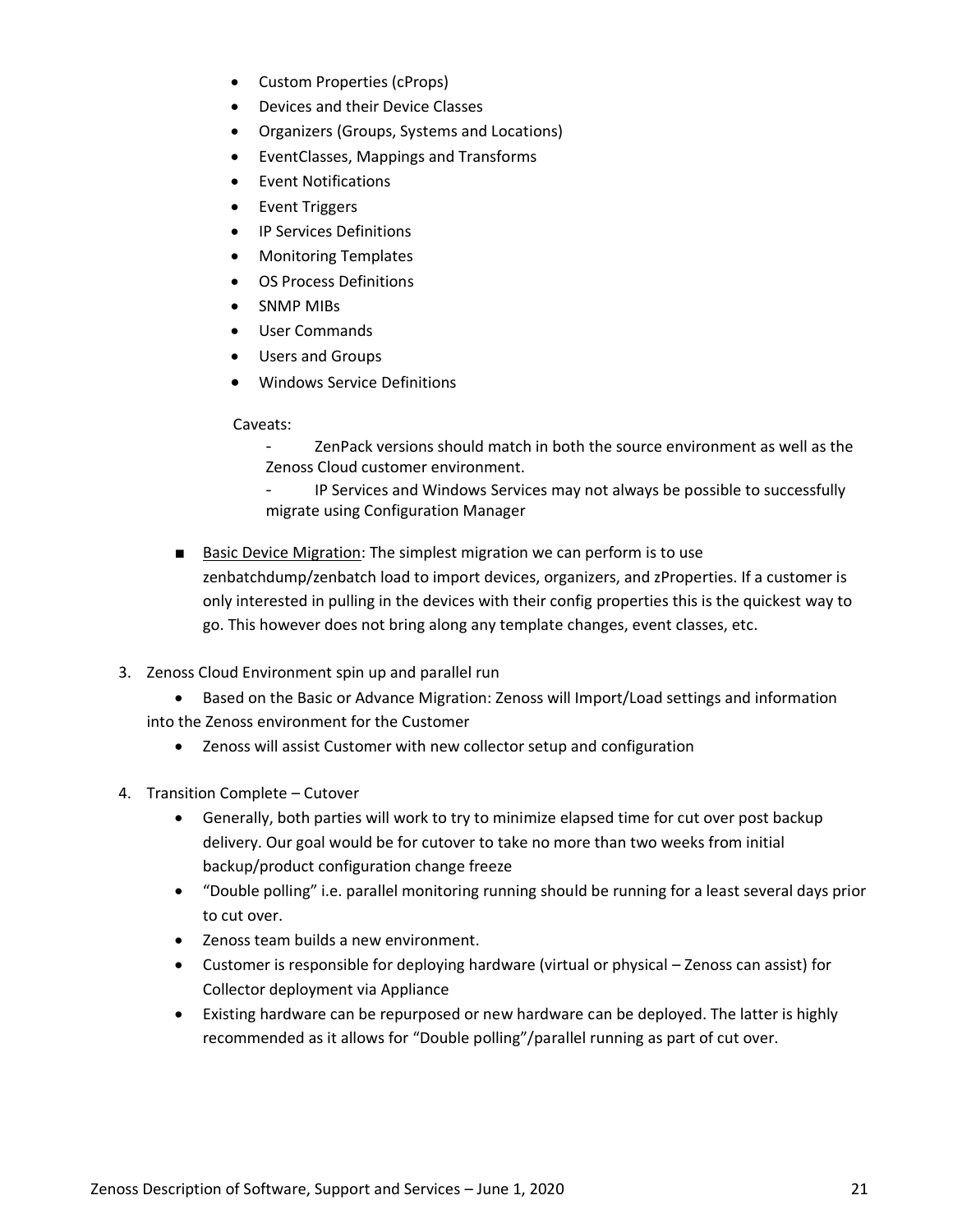- Custom Properties (cProps)
- Devices and their Device Classes
- Organizers (Groups, Systems and Locations)
- EventClasses, Mappings and Transforms
- Event Notifications
- Event Triggers
- IP Services Definitions
- Monitoring Templates
- OS Process Definitions
- SNMP MIBs
- User Commands
- Users and Groups
- Windows Service Definitions

Caveats:

- ZenPack versions should match in both the source environment as well as the Zenoss Cloud customer environment.
- IP Services and Windows Services may not always be possible to successfully migrate using Configuration Manager

■ <u>Basic Device Migration</u>: The simplest migration we can perform is to use zenbatchdump/zenbatch load to import devices, organizers, and zProperties. If a customer is only interested in pulling in the devices with their config properties this is the quickest way to go. This however does not bring along any template changes, event classes, etc.

3. Zenoss Cloud Environment spin up and parallel run
   - Based on the Basic or Advance Migration: Zenoss will Import/Load settings and information into the Zenoss environment for the Customer
   - Zenoss will assist Customer with new collector setup and configuration
4. Transition Complete – Cutover
   - Generally, both parties will work to try to minimize elapsed time for cut over post backup delivery. Our goal would be for cutover to take no more than two weeks from initial backup/product configuration change freeze
   - "Double polling" i.e. parallel monitoring running should be running for a least several days prior to cut over.
   - Zenoss team builds a new environment.
   - Customer is responsible for deploying hardware (virtual or physical – Zenoss can assist) for Collector deployment via Appliance
   - Existing hardware can be repurposed or new hardware can be deployed. The latter is highly recommended as it allows for "Double polling"/parallel running as part of cut over.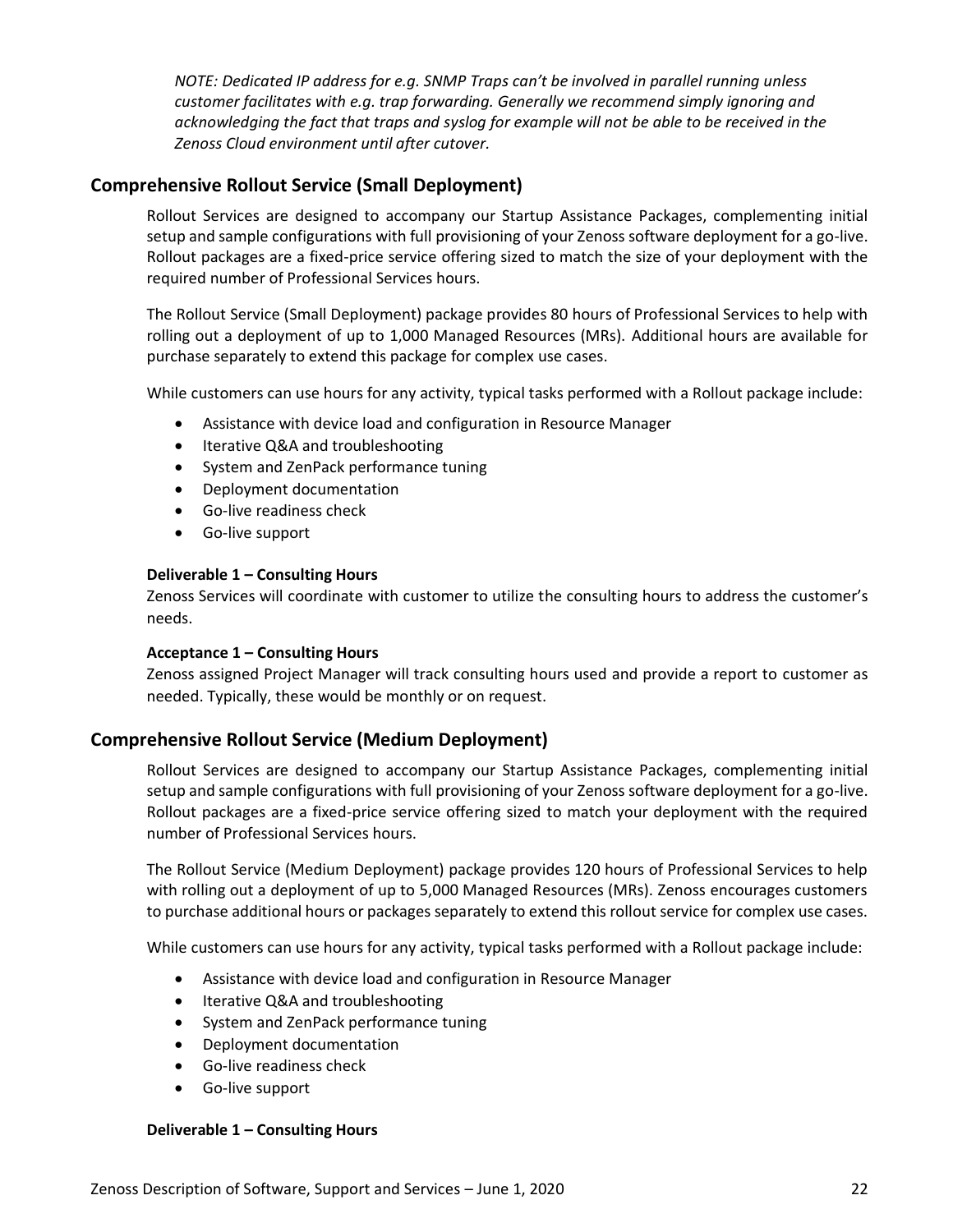*NOTE: Dedicated IP address for e.g. SNMP Traps can't be involved in parallel running unless customer facilitates with e.g. trap forwarding. Generally we recommend simply ignoring and acknowledging the fact that traps and syslog for example will not be able to be received in the Zenoss Cloud environment until after cutover.*

## Comprehensive Rollout Service (Small Deployment)

Rollout Services are designed to accompany our Startup Assistance Packages, complementing initial setup and sample configurations with full provisioning of your Zenoss software deployment for a go-live. Rollout packages are a fixed-price service offering sized to match the size of your deployment with the required number of Professional Services hours.

The Rollout Service (Small Deployment) package provides 80 hours of Professional Services to help with rolling out a deployment of up to 1,000 Managed Resources (MRs). Additional hours are available for purchase separately to extend this package for complex use cases.

While customers can use hours for any activity, typical tasks performed with a Rollout package include:

- Assistance with device load and configuration in Resource Manager
- Iterative Q&A and troubleshooting
- System and ZenPack performance tuning
- Deployment documentation
- Go-live readiness check
- Go-live support

**Deliverable 1 – Consulting Hours**

Zenoss Services will coordinate with customer to utilize the consulting hours to address the customer's needs.

**Acceptance 1 – Consulting Hours**

Zenoss assigned Project Manager will track consulting hours used and provide a report to customer as needed. Typically, these would be monthly or on request.

## Comprehensive Rollout Service (Medium Deployment)

Rollout Services are designed to accompany our Startup Assistance Packages, complementing initial setup and sample configurations with full provisioning of your Zenoss software deployment for a go-live. Rollout packages are a fixed-price service offering sized to match your deployment with the required number of Professional Services hours.

The Rollout Service (Medium Deployment) package provides 120 hours of Professional Services to help with rolling out a deployment of up to 5,000 Managed Resources (MRs). Zenoss encourages customers to purchase additional hours or packages separately to extend this rollout service for complex use cases.

While customers can use hours for any activity, typical tasks performed with a Rollout package include:

- Assistance with device load and configuration in Resource Manager
- Iterative Q&A and troubleshooting
- System and ZenPack performance tuning
- Deployment documentation
- Go-live readiness check
- Go-live support

**Deliverable 1 – Consulting Hours**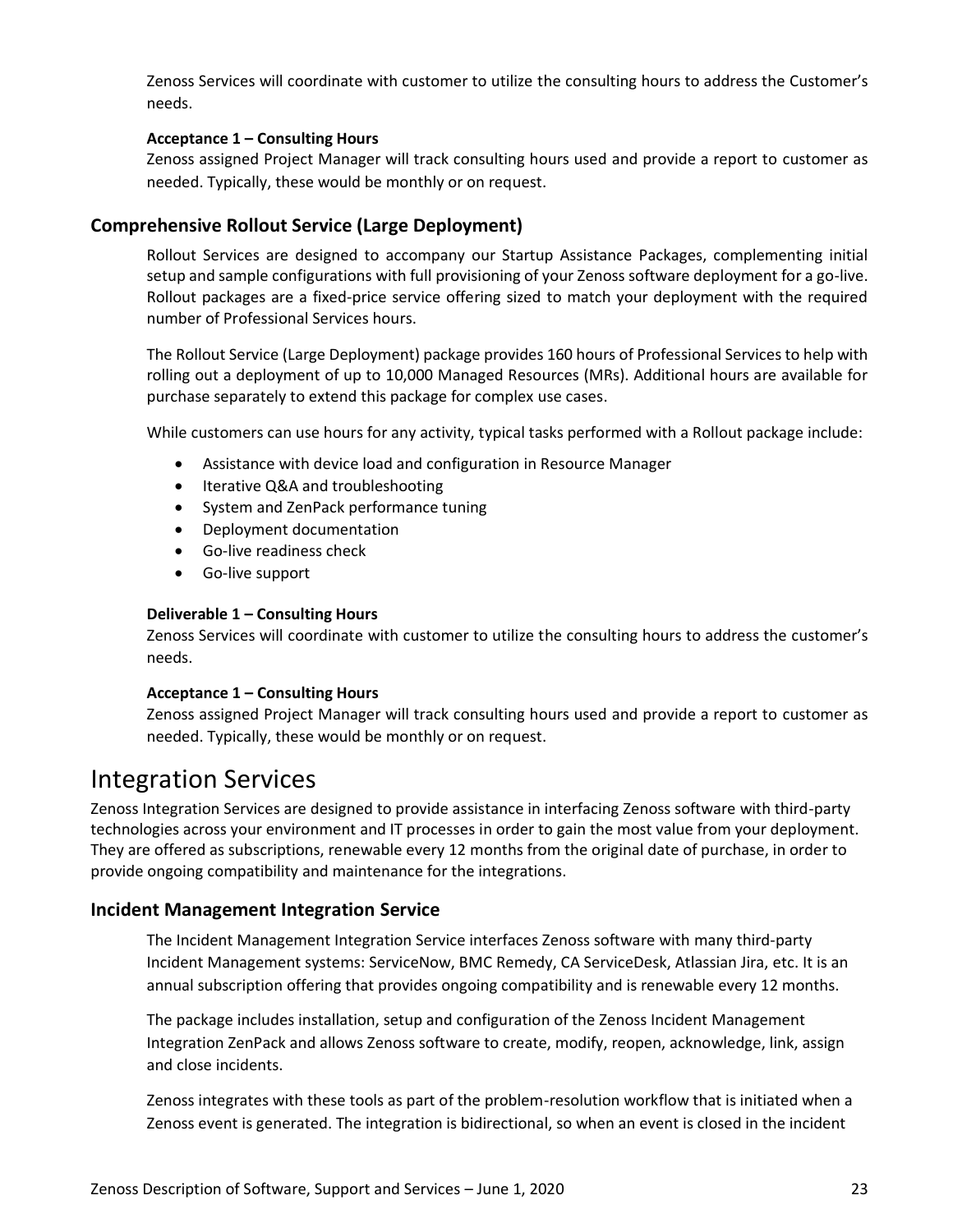Zenoss Services will coordinate with customer to utilize the consulting hours to address the Customer's needs.

**Acceptance 1 – Consulting Hours**

Zenoss assigned Project Manager will track consulting hours used and provide a report to customer as needed. Typically, these would be monthly or on request.

### Comprehensive Rollout Service (Large Deployment)

Rollout Services are designed to accompany our Startup Assistance Packages, complementing initial setup and sample configurations with full provisioning of your Zenoss software deployment for a go-live. Rollout packages are a fixed-price service offering sized to match your deployment with the required number of Professional Services hours.

The Rollout Service (Large Deployment) package provides 160 hours of Professional Services to help with rolling out a deployment of up to 10,000 Managed Resources (MRs). Additional hours are available for purchase separately to extend this package for complex use cases.

While customers can use hours for any activity, typical tasks performed with a Rollout package include:

- Assistance with device load and configuration in Resource Manager
- Iterative Q&A and troubleshooting
- System and ZenPack performance tuning
- Deployment documentation
- Go-live readiness check
- Go-live support

**Deliverable 1 – Consulting Hours**

Zenoss Services will coordinate with customer to utilize the consulting hours to address the customer's needs.

**Acceptance 1 – Consulting Hours**

Zenoss assigned Project Manager will track consulting hours used and provide a report to customer as needed. Typically, these would be monthly or on request.

## Integration Services

Zenoss Integration Services are designed to provide assistance in interfacing Zenoss software with third-party technologies across your environment and IT processes in order to gain the most value from your deployment. They are offered as subscriptions, renewable every 12 months from the original date of purchase, in order to provide ongoing compatibility and maintenance for the integrations.

### Incident Management Integration Service

The Incident Management Integration Service interfaces Zenoss software with many third-party Incident Management systems: ServiceNow, BMC Remedy, CA ServiceDesk, Atlassian Jira, etc. It is an annual subscription offering that provides ongoing compatibility and is renewable every 12 months.

The package includes installation, setup and configuration of the Zenoss Incident Management Integration ZenPack and allows Zenoss software to create, modify, reopen, acknowledge, link, assign and close incidents.

Zenoss integrates with these tools as part of the problem-resolution workflow that is initiated when a Zenoss event is generated. The integration is bidirectional, so when an event is closed in the incident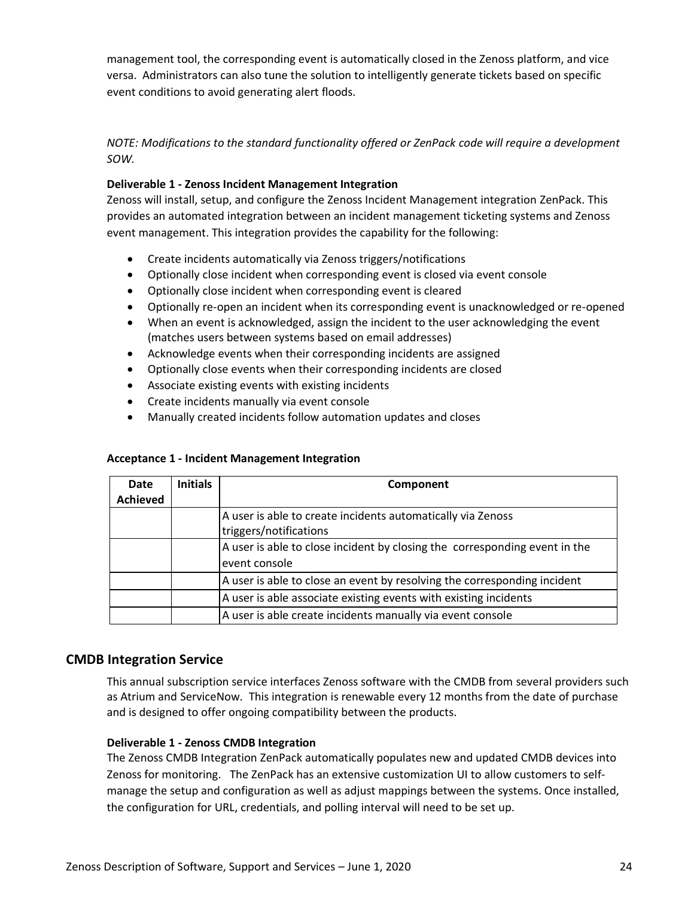management tool, the corresponding event is automatically closed in the Zenoss platform, and vice versa. Administrators can also tune the solution to intelligently generate tickets based on specific event conditions to avoid generating alert floods.

*NOTE: Modifications to the standard functionality offered or ZenPack code will require a development SOW.*

**Deliverable 1 - Zenoss Incident Management Integration**

Zenoss will install, setup, and configure the Zenoss Incident Management integration ZenPack. This provides an automated integration between an incident management ticketing systems and Zenoss event management. This integration provides the capability for the following:

- Create incidents automatically via Zenoss triggers/notifications
- Optionally close incident when corresponding event is closed via event console
- Optionally close incident when corresponding event is cleared
- Optionally re-open an incident when its corresponding event is unacknowledged or re-opened
- When an event is acknowledged, assign the incident to the user acknowledging the event (matches users between systems based on email addresses)
- Acknowledge events when their corresponding incidents are assigned
- Optionally close events when their corresponding incidents are closed
- Associate existing events with existing incidents
- Create incidents manually via event console
- Manually created incidents follow automation updates and closes

**Acceptance 1 - Incident Management Integration**

| Date Achieved | Initials | Component |
|---|---|---|
| | | A user is able to create incidents automatically via Zenoss triggers/notifications |
| | | A user is able to close incident by closing the corresponding event in the event console |
| | | A user is able to close an event by resolving the corresponding incident |
| | | A user is able associate existing events with existing incidents |
| | | A user is able create incidents manually via event console |

## CMDB Integration Service

This annual subscription service interfaces Zenoss software with the CMDB from several providers such as Atrium and ServiceNow. This integration is renewable every 12 months from the date of purchase and is designed to offer ongoing compatibility between the products.

**Deliverable 1 - Zenoss CMDB Integration**

The Zenoss CMDB Integration ZenPack automatically populates new and updated CMDB devices into Zenoss for monitoring. The ZenPack has an extensive customization UI to allow customers to self-manage the setup and configuration as well as adjust mappings between the systems. Once installed, the configuration for URL, credentials, and polling interval will need to be set up.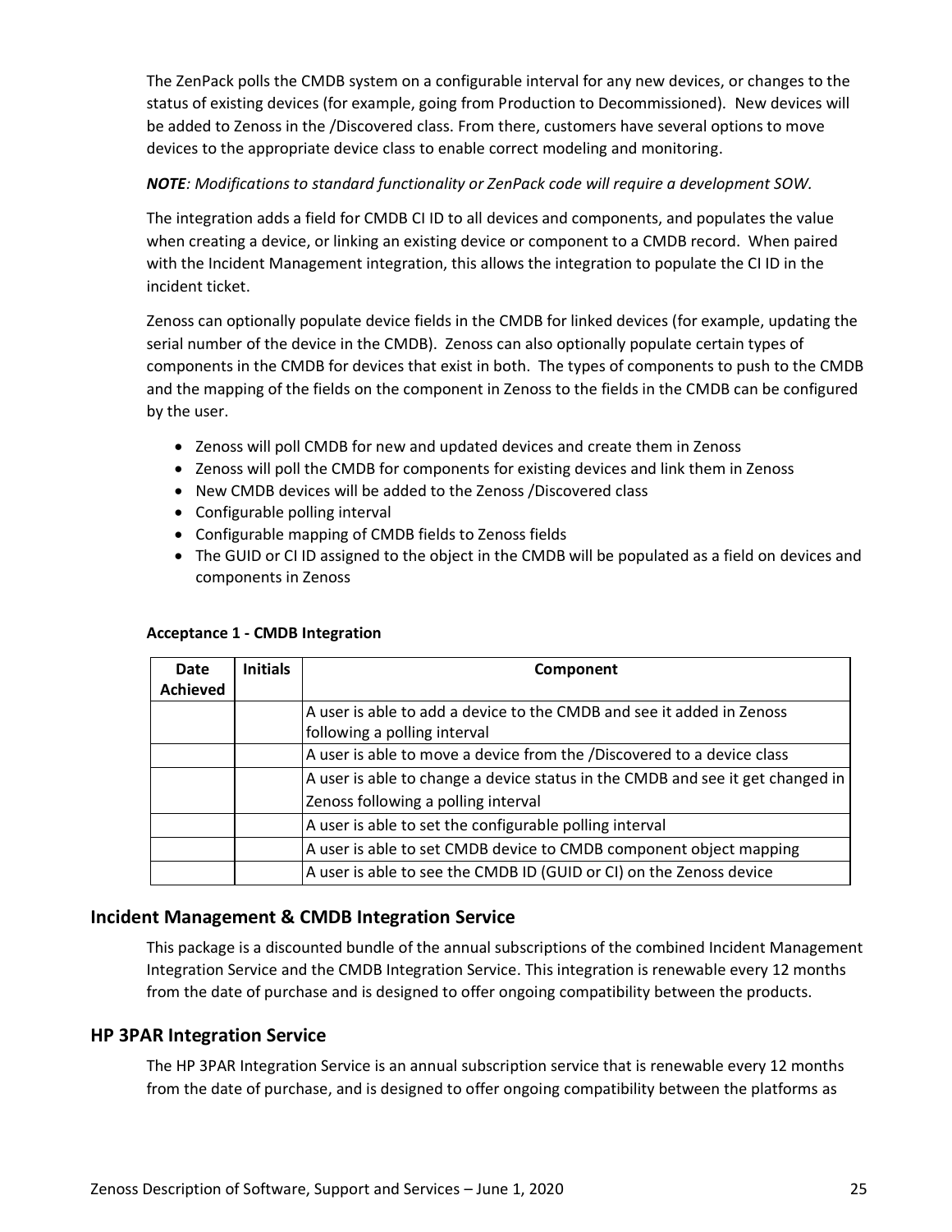The ZenPack polls the CMDB system on a configurable interval for any new devices, or changes to the status of existing devices (for example, going from Production to Decommissioned). New devices will be added to Zenoss in the /Discovered class. From there, customers have several options to move devices to the appropriate device class to enable correct modeling and monitoring.

***NOTE****: Modifications to standard functionality or ZenPack code will require a development SOW.*

The integration adds a field for CMDB CI ID to all devices and components, and populates the value when creating a device, or linking an existing device or component to a CMDB record. When paired with the Incident Management integration, this allows the integration to populate the CI ID in the incident ticket.

Zenoss can optionally populate device fields in the CMDB for linked devices (for example, updating the serial number of the device in the CMDB). Zenoss can also optionally populate certain types of components in the CMDB for devices that exist in both. The types of components to push to the CMDB and the mapping of the fields on the component in Zenoss to the fields in the CMDB can be configured by the user.

- Zenoss will poll CMDB for new and updated devices and create them in Zenoss
- Zenoss will poll the CMDB for components for existing devices and link them in Zenoss
- New CMDB devices will be added to the Zenoss /Discovered class
- Configurable polling interval
- Configurable mapping of CMDB fields to Zenoss fields
- The GUID or CI ID assigned to the object in the CMDB will be populated as a field on devices and components in Zenoss

**Acceptance 1 - CMDB Integration**

| Date Achieved | Initials | Component |
|---|---|---|
| | | A user is able to add a device to the CMDB and see it added in Zenoss following a polling interval |
| | | A user is able to move a device from the /Discovered to a device class |
| | | A user is able to change a device status in the CMDB and see it get changed in Zenoss following a polling interval |
| | | A user is able to set the configurable polling interval |
| | | A user is able to set CMDB device to CMDB component object mapping |
| | | A user is able to see the CMDB ID (GUID or CI) on the Zenoss device |

## Incident Management & CMDB Integration Service

This package is a discounted bundle of the annual subscriptions of the combined Incident Management Integration Service and the CMDB Integration Service. This integration is renewable every 12 months from the date of purchase and is designed to offer ongoing compatibility between the products.

## HP 3PAR Integration Service

The HP 3PAR Integration Service is an annual subscription service that is renewable every 12 months from the date of purchase, and is designed to offer ongoing compatibility between the platforms as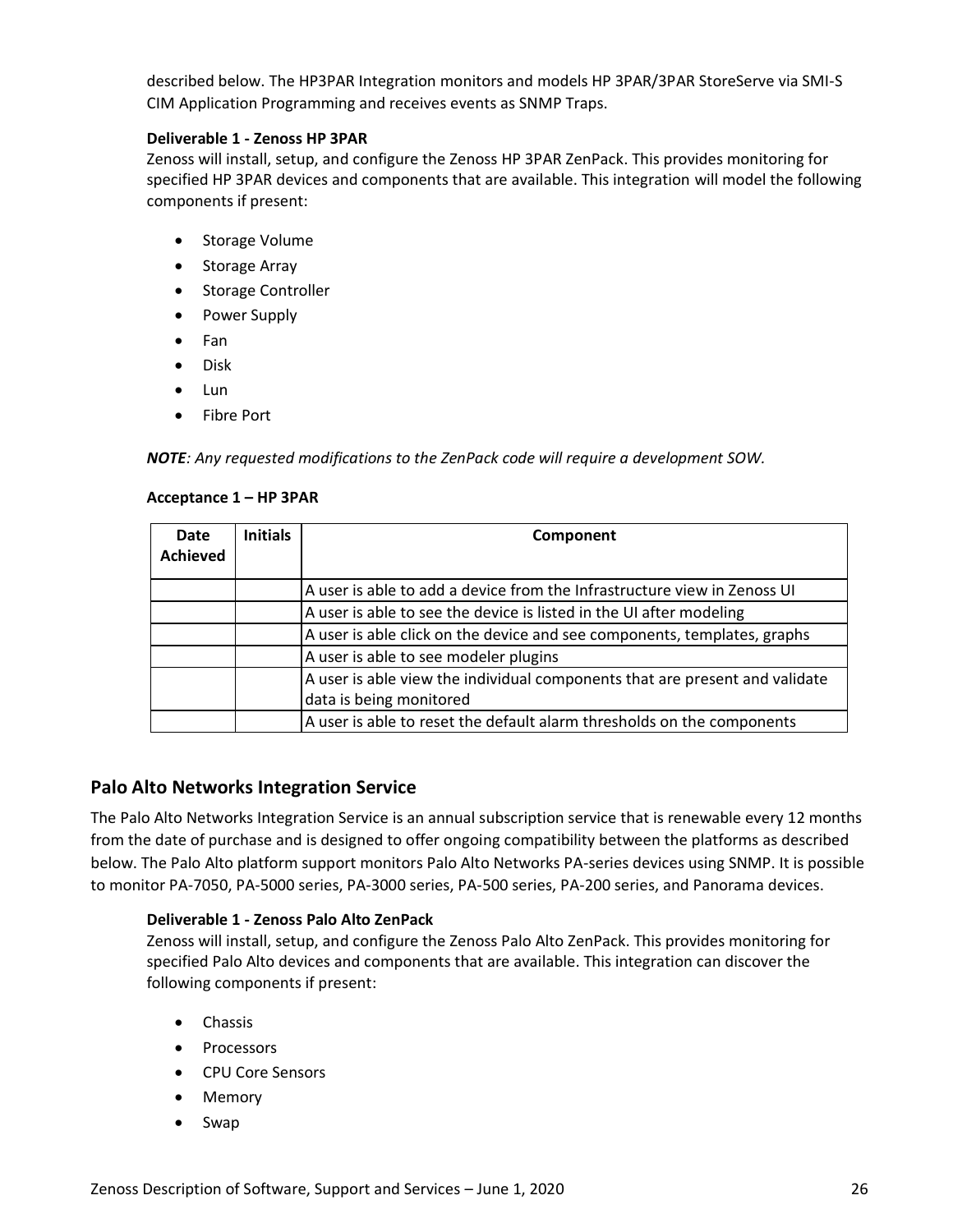described below. The HP3PAR Integration monitors and models HP 3PAR/3PAR StoreServe via SMI-S CIM Application Programming and receives events as SNMP Traps.

**Deliverable 1 - Zenoss HP 3PAR**

Zenoss will install, setup, and configure the Zenoss HP 3PAR ZenPack. This provides monitoring for specified HP 3PAR devices and components that are available. This integration will model the following components if present:

- Storage Volume
- Storage Array
- Storage Controller
- Power Supply
- Fan
- Disk
- Lun
- Fibre Port

***NOTE****: Any requested modifications to the ZenPack code will require a development SOW.*

**Acceptance 1 – HP 3PAR**

| Date Achieved | Initials | Component |
|---|---|---|
| | | A user is able to add a device from the Infrastructure view in Zenoss UI |
| | | A user is able to see the device is listed in the UI after modeling |
| | | A user is able click on the device and see components, templates, graphs |
| | | A user is able to see modeler plugins |
| | | A user is able view the individual components that are present and validate data is being monitored |
| | | A user is able to reset the default alarm thresholds on the components |

## Palo Alto Networks Integration Service

The Palo Alto Networks Integration Service is an annual subscription service that is renewable every 12 months from the date of purchase and is designed to offer ongoing compatibility between the platforms as described below. The Palo Alto platform support monitors Palo Alto Networks PA-series devices using SNMP. It is possible to monitor PA-7050, PA-5000 series, PA-3000 series, PA-500 series, PA-200 series, and Panorama devices.

**Deliverable 1 - Zenoss Palo Alto ZenPack**

Zenoss will install, setup, and configure the Zenoss Palo Alto ZenPack. This provides monitoring for specified Palo Alto devices and components that are available. This integration can discover the following components if present:

- Chassis
- Processors
- CPU Core Sensors
- Memory
- Swap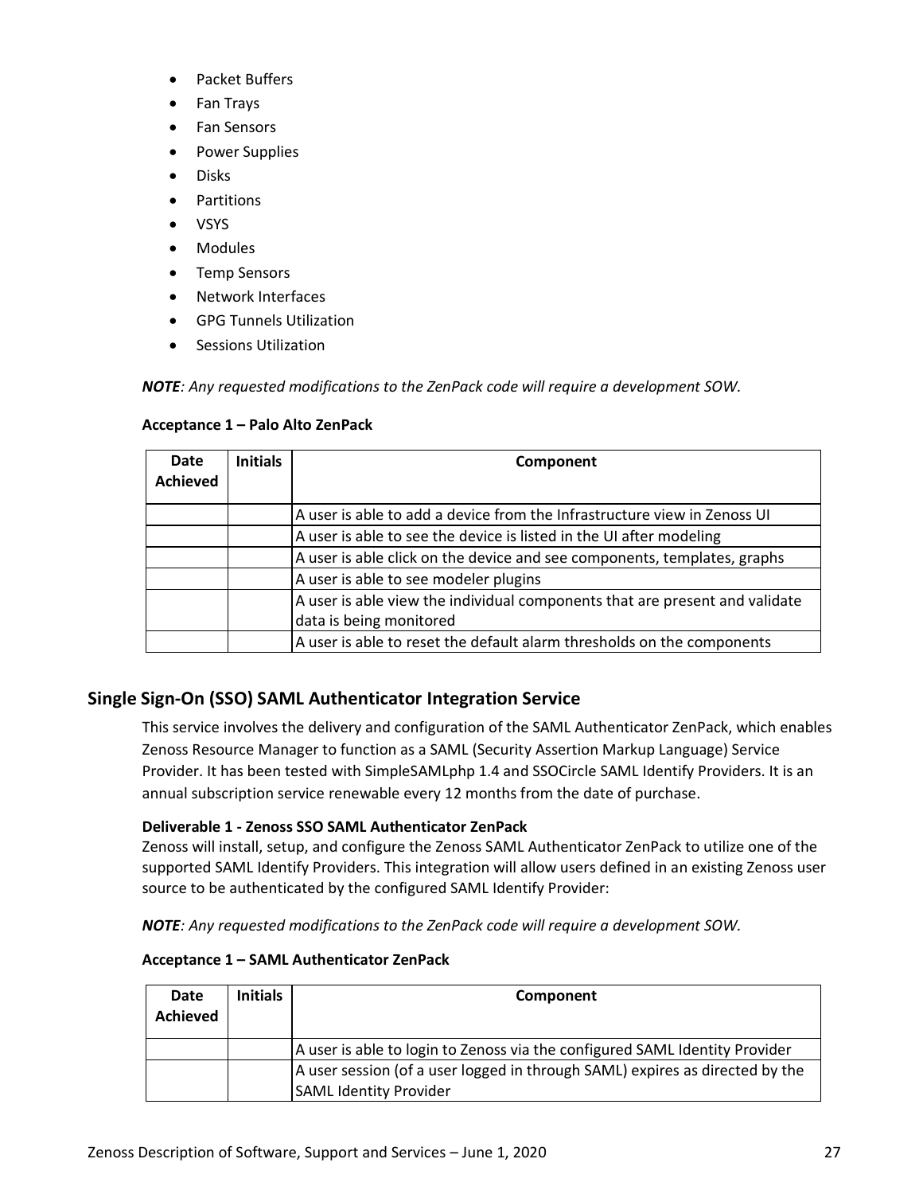- Packet Buffers
- Fan Trays
- Fan Sensors
- Power Supplies
- Disks
- Partitions
- VSYS
- Modules
- Temp Sensors
- Network Interfaces
- GPG Tunnels Utilization
- Sessions Utilization

***NOTE****: Any requested modifications to the ZenPack code will require a development SOW.*

**Acceptance 1 – Palo Alto ZenPack**

| Date Achieved | Initials | Component |
|---|---|---|
| | | A user is able to add a device from the Infrastructure view in Zenoss UI |
| | | A user is able to see the device is listed in the UI after modeling |
| | | A user is able click on the device and see components, templates, graphs |
| | | A user is able to see modeler plugins |
| | | A user is able view the individual components that are present and validate data is being monitored |
| | | A user is able to reset the default alarm thresholds on the components |

## Single Sign-On (SSO) SAML Authenticator Integration Service

This service involves the delivery and configuration of the SAML Authenticator ZenPack, which enables Zenoss Resource Manager to function as a SAML (Security Assertion Markup Language) Service Provider. It has been tested with SimpleSAMLphp 1.4 and SSOCircle SAML Identify Providers. It is an annual subscription service renewable every 12 months from the date of purchase.

**Deliverable 1 - Zenoss SSO SAML Authenticator ZenPack**

Zenoss will install, setup, and configure the Zenoss SAML Authenticator ZenPack to utilize one of the supported SAML Identify Providers. This integration will allow users defined in an existing Zenoss user source to be authenticated by the configured SAML Identify Provider:

***NOTE****: Any requested modifications to the ZenPack code will require a development SOW.*

**Acceptance 1 – SAML Authenticator ZenPack**

| Date Achieved | Initials | Component |
|---|---|---|
| | | A user is able to login to Zenoss via the configured SAML Identity Provider |
| | | A user session (of a user logged in through SAML) expires as directed by the SAML Identity Provider |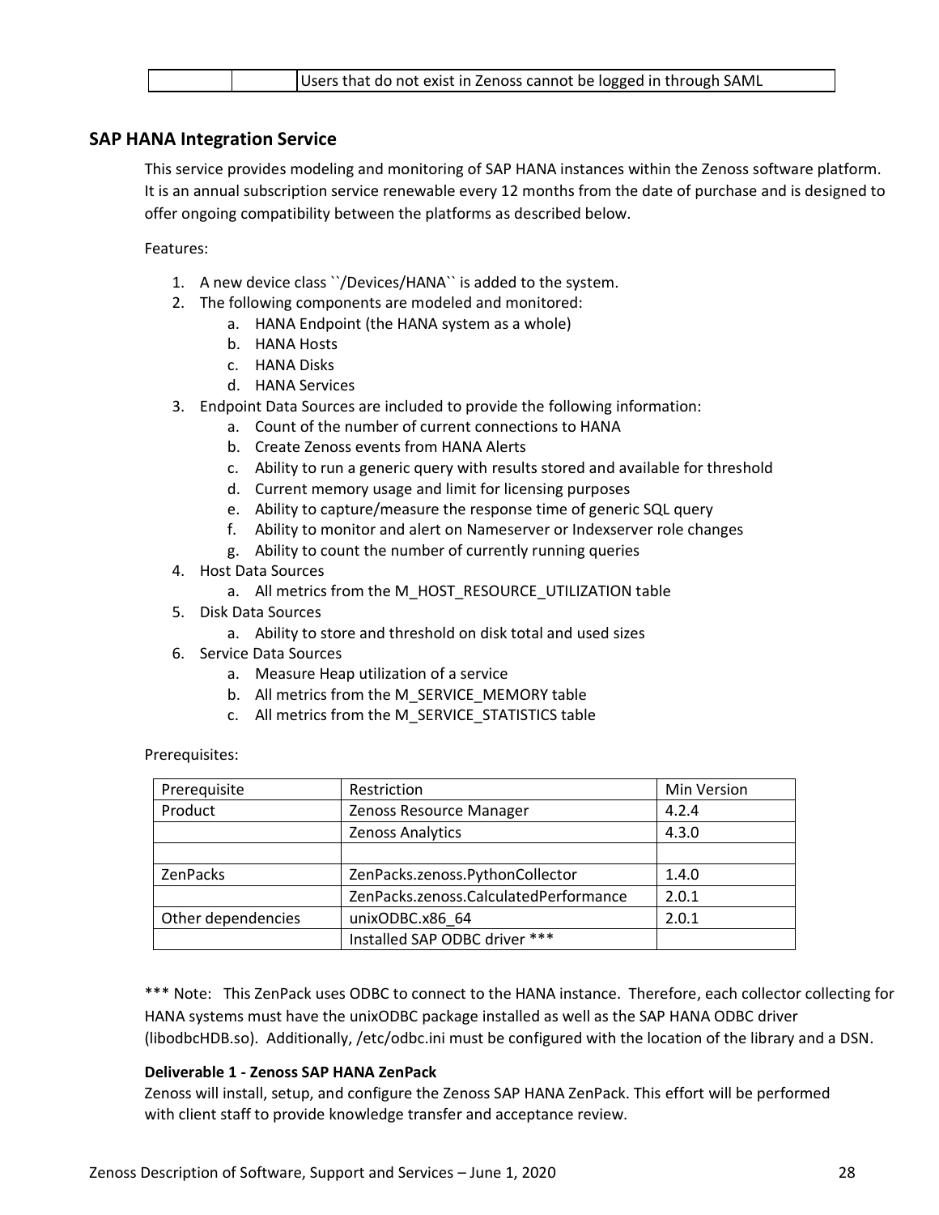| | | Users that do not exist in Zenoss cannot be logged in through SAML |
|---|---|---|

## SAP HANA Integration Service

This service provides modeling and monitoring of SAP HANA instances within the Zenoss software platform. It is an annual subscription service renewable every 12 months from the date of purchase and is designed to offer ongoing compatibility between the platforms as described below.

Features:

1. A new device class ``/Devices/HANA`` is added to the system.
2. The following components are modeled and monitored:
   a. HANA Endpoint (the HANA system as a whole)
   b. HANA Hosts
   c. HANA Disks
   d. HANA Services
3. Endpoint Data Sources are included to provide the following information:
   a. Count of the number of current connections to HANA
   b. Create Zenoss events from HANA Alerts
   c. Ability to run a generic query with results stored and available for threshold
   d. Current memory usage and limit for licensing purposes
   e. Ability to capture/measure the response time of generic SQL query
   f. Ability to monitor and alert on Nameserver or Indexserver role changes
   g. Ability to count the number of currently running queries
4. Host Data Sources
   a. All metrics from the M_HOST_RESOURCE_UTILIZATION table
5. Disk Data Sources
   a. Ability to store and threshold on disk total and used sizes
6. Service Data Sources
   a. Measure Heap utilization of a service
   b. All metrics from the M_SERVICE_MEMORY table
   c. All metrics from the M_SERVICE_STATISTICS table

Prerequisites:

| Prerequisite | Restriction | Min Version |
|---|---|---|
| Product | Zenoss Resource Manager | 4.2.4 |
| | Zenoss Analytics | 4.3.0 |
| | | |
| ZenPacks | ZenPacks.zenoss.PythonCollector | 1.4.0 |
| | ZenPacks.zenoss.CalculatedPerformance | 2.0.1 |
| Other dependencies | unixODBC.x86_64 | 2.0.1 |
| | Installed SAP ODBC driver *** | |

*** Note: This ZenPack uses ODBC to connect to the HANA instance. Therefore, each collector collecting for HANA systems must have the unixODBC package installed as well as the SAP HANA ODBC driver (libodbcHDB.so). Additionally, /etc/odbc.ini must be configured with the location of the library and a DSN.

**Deliverable 1 - Zenoss SAP HANA ZenPack**

Zenoss will install, setup, and configure the Zenoss SAP HANA ZenPack. This effort will be performed with client staff to provide knowledge transfer and acceptance review.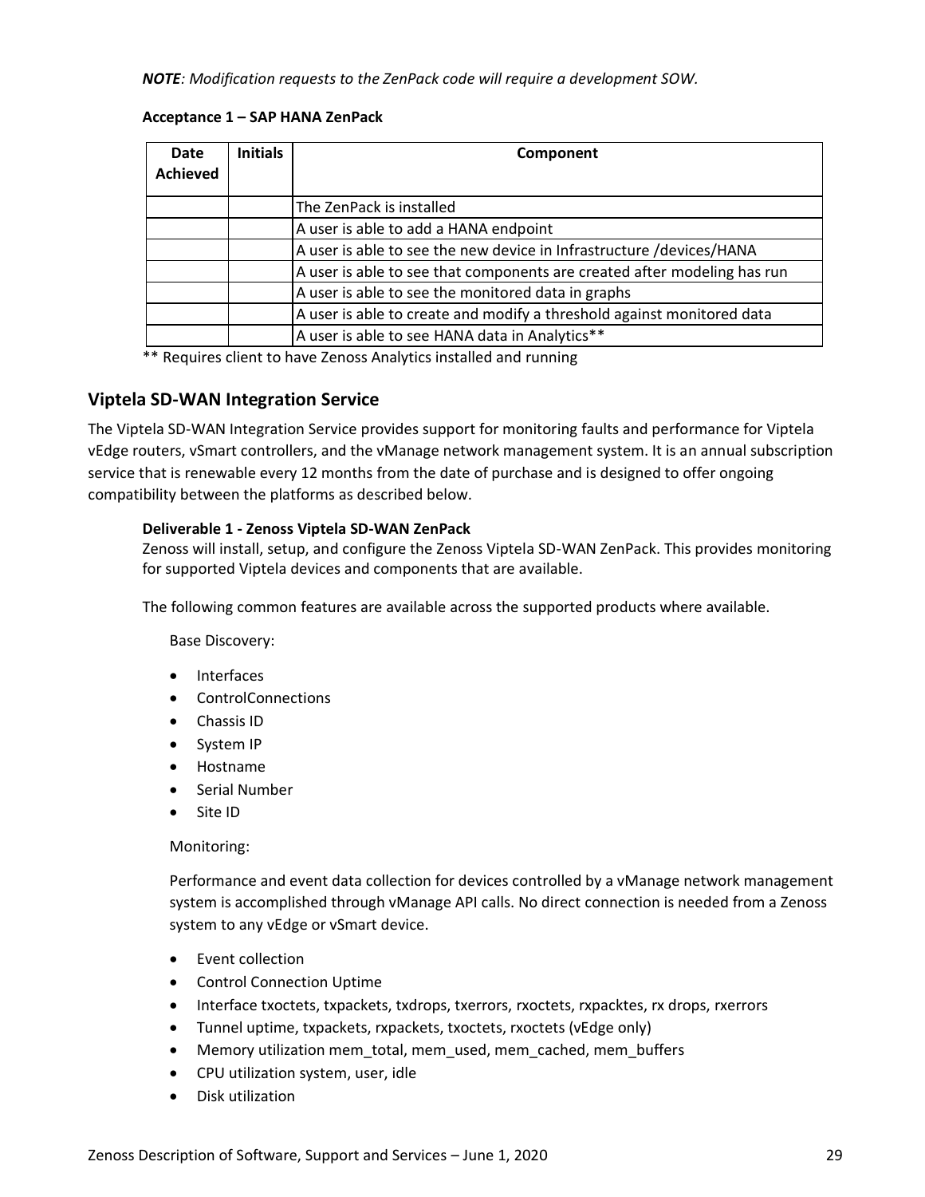***NOTE**: Modification requests to the ZenPack code will require a development SOW.*

**Acceptance 1 – SAP HANA ZenPack**

| Date Achieved | Initials | Component |
|---|---|---|
| | | The ZenPack is installed |
| | | A user is able to add a HANA endpoint |
| | | A user is able to see the new device in Infrastructure /devices/HANA |
| | | A user is able to see that components are created after modeling has run |
| | | A user is able to see the monitored data in graphs |
| | | A user is able to create and modify a threshold against monitored data |
| | | A user is able to see HANA data in Analytics** |

** Requires client to have Zenoss Analytics installed and running

## Viptela SD-WAN Integration Service

The Viptela SD-WAN Integration Service provides support for monitoring faults and performance for Viptela vEdge routers, vSmart controllers, and the vManage network management system. It is an annual subscription service that is renewable every 12 months from the date of purchase and is designed to offer ongoing compatibility between the platforms as described below.

**Deliverable 1 - Zenoss Viptela SD-WAN ZenPack**

Zenoss will install, setup, and configure the Zenoss Viptela SD-WAN ZenPack. This provides monitoring for supported Viptela devices and components that are available.

The following common features are available across the supported products where available.

Base Discovery:

- Interfaces
- ControlConnections
- Chassis ID
- System IP
- Hostname
- Serial Number
- Site ID

Monitoring:

Performance and event data collection for devices controlled by a vManage network management system is accomplished through vManage API calls. No direct connection is needed from a Zenoss system to any vEdge or vSmart device.

- Event collection
- Control Connection Uptime
- Interface txoctets, txpackets, txdrops, txerrors, rxoctets, rxpacktes, rx drops, rxerrors
- Tunnel uptime, txpackets, rxpackets, txoctets, rxoctets (vEdge only)
- Memory utilization mem_total, mem_used, mem_cached, mem_buffers
- CPU utilization system, user, idle
- Disk utilization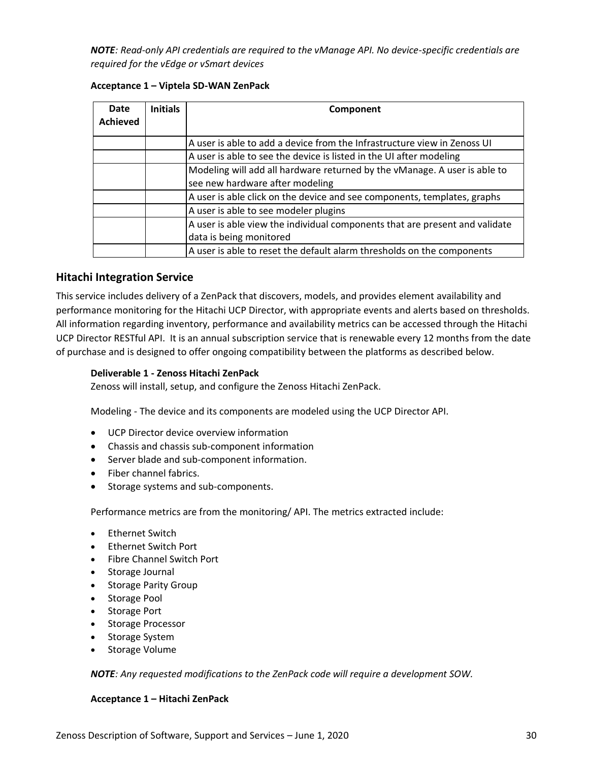***NOTE**: Read-only API credentials are required to the vManage API. No device-specific credentials are required for the vEdge or vSmart devices*

**Acceptance 1 – Viptela SD-WAN ZenPack**

| Date Achieved | Initials | Component |
|---|---|---|
| | | A user is able to add a device from the Infrastructure view in Zenoss UI |
| | | A user is able to see the device is listed in the UI after modeling |
| | | Modeling will add all hardware returned by the vManage. A user is able to see new hardware after modeling |
| | | A user is able click on the device and see components, templates, graphs |
| | | A user is able to see modeler plugins |
| | | A user is able view the individual components that are present and validate data is being monitored |
| | | A user is able to reset the default alarm thresholds on the components |

## Hitachi Integration Service

This service includes delivery of a ZenPack that discovers, models, and provides element availability and performance monitoring for the Hitachi UCP Director, with appropriate events and alerts based on thresholds. All information regarding inventory, performance and availability metrics can be accessed through the Hitachi UCP Director RESTful API. It is an annual subscription service that is renewable every 12 months from the date of purchase and is designed to offer ongoing compatibility between the platforms as described below.

**Deliverable 1 - Zenoss Hitachi ZenPack**

Zenoss will install, setup, and configure the Zenoss Hitachi ZenPack.

Modeling - The device and its components are modeled using the UCP Director API.

- UCP Director device overview information
- Chassis and chassis sub-component information
- Server blade and sub-component information.
- Fiber channel fabrics.
- Storage systems and sub-components.

Performance metrics are from the monitoring/ API. The metrics extracted include:

- Ethernet Switch
- Ethernet Switch Port
- Fibre Channel Switch Port
- Storage Journal
- Storage Parity Group
- Storage Pool
- Storage Port
- Storage Processor
- Storage System
- Storage Volume

***NOTE**: Any requested modifications to the ZenPack code will require a development SOW.*

**Acceptance 1 – Hitachi ZenPack**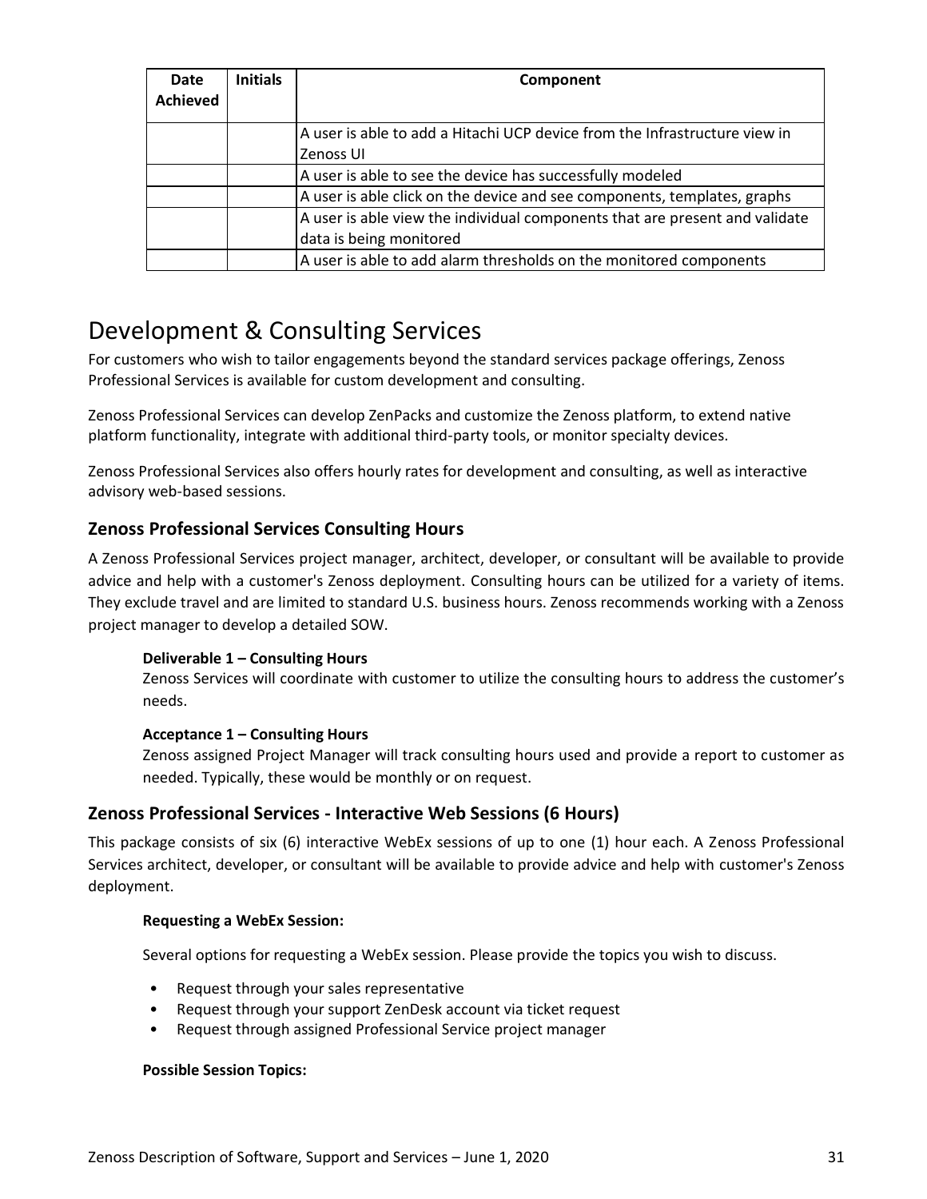| Date Achieved | Initials | Component |
|---|---|---|
| | | A user is able to add a Hitachi UCP device from the Infrastructure view in Zenoss UI |
| | | A user is able to see the device has successfully modeled |
| | | A user is able click on the device and see components, templates, graphs |
| | | A user is able view the individual components that are present and validate data is being monitored |
| | | A user is able to add alarm thresholds on the monitored components |

# Development & Consulting Services

For customers who wish to tailor engagements beyond the standard services package offerings, Zenoss Professional Services is available for custom development and consulting.

Zenoss Professional Services can develop ZenPacks and customize the Zenoss platform, to extend native platform functionality, integrate with additional third-party tools, or monitor specialty devices.

Zenoss Professional Services also offers hourly rates for development and consulting, as well as interactive advisory web-based sessions.

## Zenoss Professional Services Consulting Hours

A Zenoss Professional Services project manager, architect, developer, or consultant will be available to provide advice and help with a customer's Zenoss deployment. Consulting hours can be utilized for a variety of items. They exclude travel and are limited to standard U.S. business hours. Zenoss recommends working with a Zenoss project manager to develop a detailed SOW.

**Deliverable 1 – Consulting Hours**
Zenoss Services will coordinate with customer to utilize the consulting hours to address the customer's needs.

**Acceptance 1 – Consulting Hours**
Zenoss assigned Project Manager will track consulting hours used and provide a report to customer as needed. Typically, these would be monthly or on request.

## Zenoss Professional Services - Interactive Web Sessions (6 Hours)

This package consists of six (6) interactive WebEx sessions of up to one (1) hour each. A Zenoss Professional Services architect, developer, or consultant will be available to provide advice and help with customer's Zenoss deployment.

**Requesting a WebEx Session:**

Several options for requesting a WebEx session. Please provide the topics you wish to discuss.

- Request through your sales representative
- Request through your support ZenDesk account via ticket request
- Request through assigned Professional Service project manager

**Possible Session Topics:**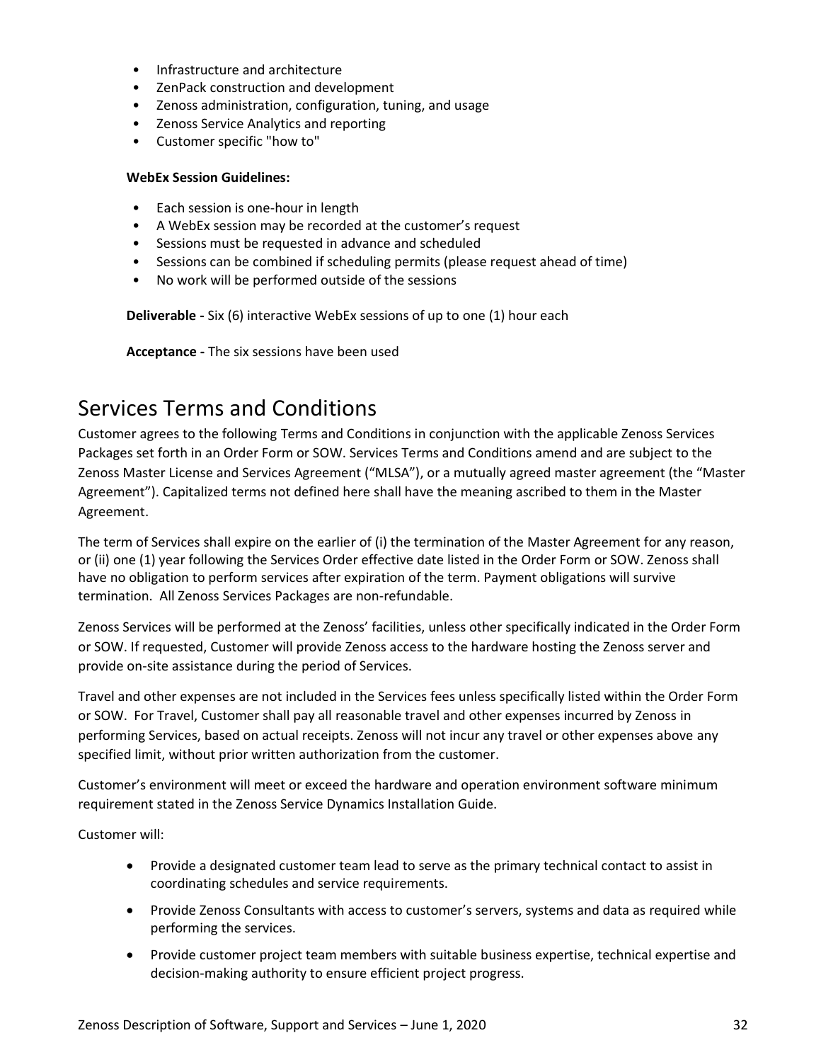- Infrastructure and architecture
- ZenPack construction and development
- Zenoss administration, configuration, tuning, and usage
- Zenoss Service Analytics and reporting
- Customer specific "how to"

**WebEx Session Guidelines:**

- Each session is one-hour in length
- A WebEx session may be recorded at the customer's request
- Sessions must be requested in advance and scheduled
- Sessions can be combined if scheduling permits (please request ahead of time)
- No work will be performed outside of the sessions

**Deliverable -** Six (6) interactive WebEx sessions of up to one (1) hour each

**Acceptance -** The six sessions have been used

# Services Terms and Conditions

Customer agrees to the following Terms and Conditions in conjunction with the applicable Zenoss Services Packages set forth in an Order Form or SOW. Services Terms and Conditions amend and are subject to the Zenoss Master License and Services Agreement ("MLSA"), or a mutually agreed master agreement (the "Master Agreement"). Capitalized terms not defined here shall have the meaning ascribed to them in the Master Agreement.

The term of Services shall expire on the earlier of (i) the termination of the Master Agreement for any reason, or (ii) one (1) year following the Services Order effective date listed in the Order Form or SOW. Zenoss shall have no obligation to perform services after expiration of the term. Payment obligations will survive termination. All Zenoss Services Packages are non-refundable.

Zenoss Services will be performed at the Zenoss' facilities, unless other specifically indicated in the Order Form or SOW. If requested, Customer will provide Zenoss access to the hardware hosting the Zenoss server and provide on-site assistance during the period of Services.

Travel and other expenses are not included in the Services fees unless specifically listed within the Order Form or SOW. For Travel, Customer shall pay all reasonable travel and other expenses incurred by Zenoss in performing Services, based on actual receipts. Zenoss will not incur any travel or other expenses above any specified limit, without prior written authorization from the customer.

Customer's environment will meet or exceed the hardware and operation environment software minimum requirement stated in the Zenoss Service Dynamics Installation Guide.

Customer will:

- Provide a designated customer team lead to serve as the primary technical contact to assist in coordinating schedules and service requirements.
- Provide Zenoss Consultants with access to customer's servers, systems and data as required while performing the services.
- Provide customer project team members with suitable business expertise, technical expertise and decision-making authority to ensure efficient project progress.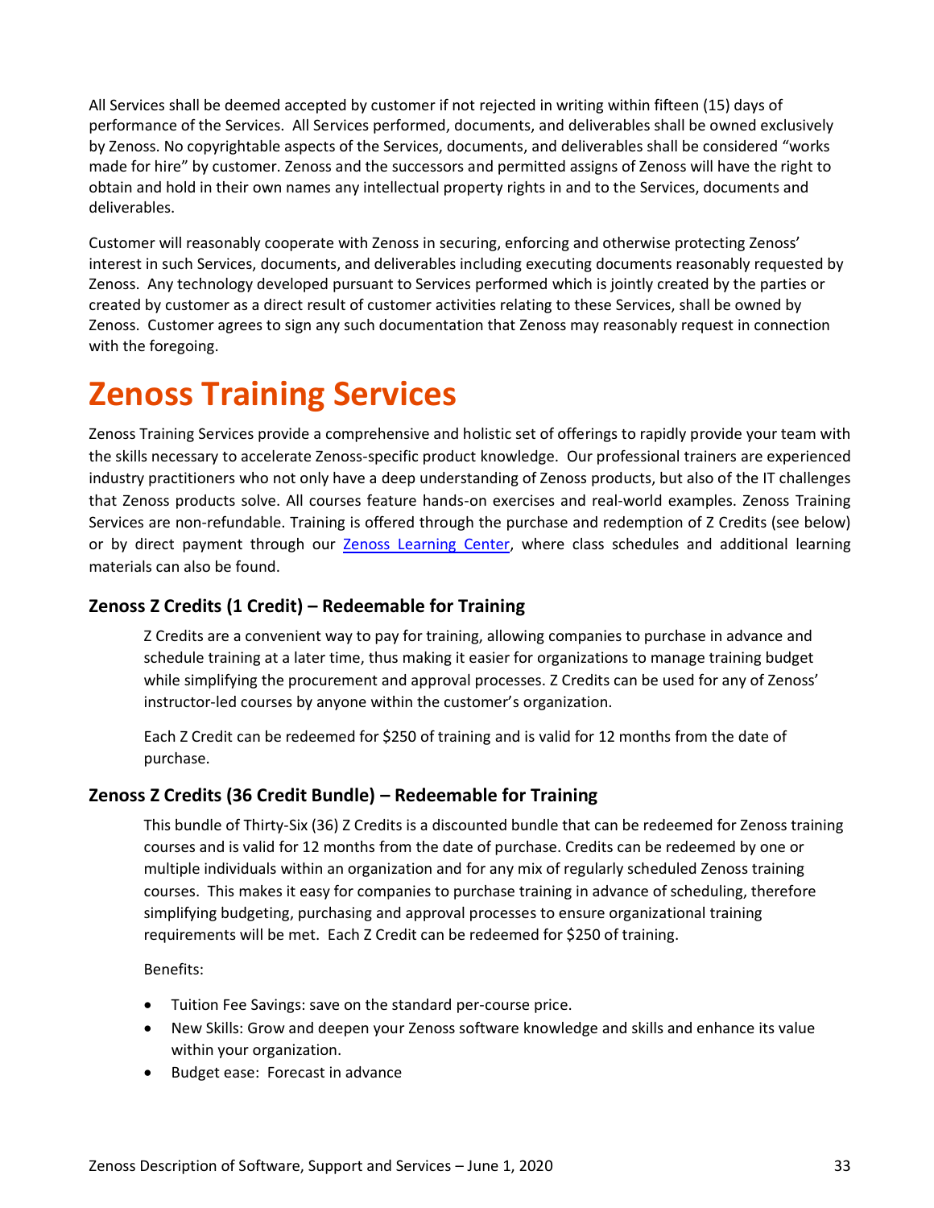All Services shall be deemed accepted by customer if not rejected in writing within fifteen (15) days of performance of the Services. All Services performed, documents, and deliverables shall be owned exclusively by Zenoss. No copyrightable aspects of the Services, documents, and deliverables shall be considered "works made for hire" by customer. Zenoss and the successors and permitted assigns of Zenoss will have the right to obtain and hold in their own names any intellectual property rights in and to the Services, documents and deliverables.

Customer will reasonably cooperate with Zenoss in securing, enforcing and otherwise protecting Zenoss' interest in such Services, documents, and deliverables including executing documents reasonably requested by Zenoss. Any technology developed pursuant to Services performed which is jointly created by the parties or created by customer as a direct result of customer activities relating to these Services, shall be owned by Zenoss. Customer agrees to sign any such documentation that Zenoss may reasonably request in connection with the foregoing.

# Zenoss Training Services

Zenoss Training Services provide a comprehensive and holistic set of offerings to rapidly provide your team with the skills necessary to accelerate Zenoss-specific product knowledge. Our professional trainers are experienced industry practitioners who not only have a deep understanding of Zenoss products, but also of the IT challenges that Zenoss products solve. All courses feature hands-on exercises and real-world examples. Zenoss Training Services are non-refundable. Training is offered through the purchase and redemption of Z Credits (see below) or by direct payment through our Zenoss Learning Center, where class schedules and additional learning materials can also be found.

### Zenoss Z Credits (1 Credit) – Redeemable for Training

Z Credits are a convenient way to pay for training, allowing companies to purchase in advance and schedule training at a later time, thus making it easier for organizations to manage training budget while simplifying the procurement and approval processes. Z Credits can be used for any of Zenoss' instructor-led courses by anyone within the customer's organization.

Each Z Credit can be redeemed for $250 of training and is valid for 12 months from the date of purchase.

### Zenoss Z Credits (36 Credit Bundle) – Redeemable for Training

This bundle of Thirty-Six (36) Z Credits is a discounted bundle that can be redeemed for Zenoss training courses and is valid for 12 months from the date of purchase. Credits can be redeemed by one or multiple individuals within an organization and for any mix of regularly scheduled Zenoss training courses. This makes it easy for companies to purchase training in advance of scheduling, therefore simplifying budgeting, purchasing and approval processes to ensure organizational training requirements will be met. Each Z Credit can be redeemed for $250 of training.

Benefits:

- Tuition Fee Savings: save on the standard per-course price.
- New Skills: Grow and deepen your Zenoss software knowledge and skills and enhance its value within your organization.
- Budget ease: Forecast in advance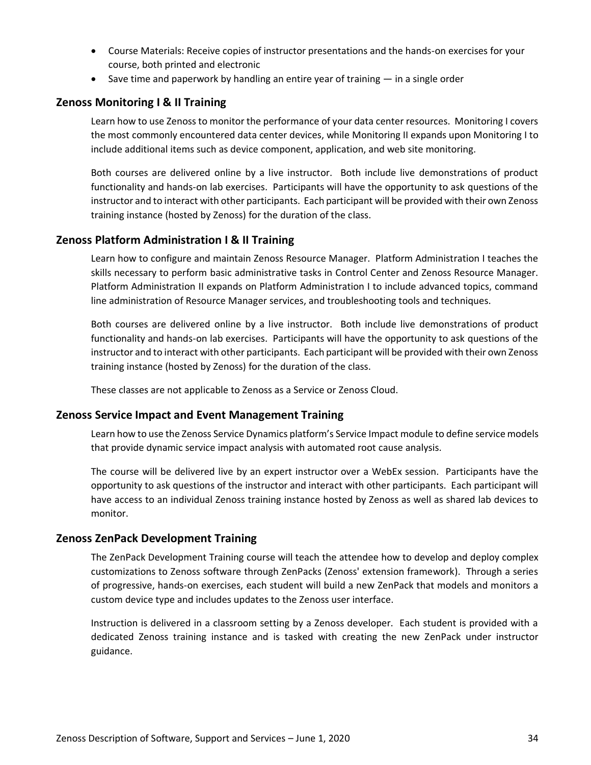- Course Materials: Receive copies of instructor presentations and the hands-on exercises for your course, both printed and electronic
- Save time and paperwork by handling an entire year of training — in a single order

### Zenoss Monitoring I & II Training

Learn how to use Zenoss to monitor the performance of your data center resources. Monitoring I covers the most commonly encountered data center devices, while Monitoring II expands upon Monitoring I to include additional items such as device component, application, and web site monitoring.

Both courses are delivered online by a live instructor. Both include live demonstrations of product functionality and hands-on lab exercises. Participants will have the opportunity to ask questions of the instructor and to interact with other participants. Each participant will be provided with their own Zenoss training instance (hosted by Zenoss) for the duration of the class.

### Zenoss Platform Administration I & II Training

Learn how to configure and maintain Zenoss Resource Manager. Platform Administration I teaches the skills necessary to perform basic administrative tasks in Control Center and Zenoss Resource Manager. Platform Administration II expands on Platform Administration I to include advanced topics, command line administration of Resource Manager services, and troubleshooting tools and techniques.

Both courses are delivered online by a live instructor. Both include live demonstrations of product functionality and hands-on lab exercises. Participants will have the opportunity to ask questions of the instructor and to interact with other participants. Each participant will be provided with their own Zenoss training instance (hosted by Zenoss) for the duration of the class.

These classes are not applicable to Zenoss as a Service or Zenoss Cloud.

### Zenoss Service Impact and Event Management Training

Learn how to use the Zenoss Service Dynamics platform's Service Impact module to define service models that provide dynamic service impact analysis with automated root cause analysis.

The course will be delivered live by an expert instructor over a WebEx session. Participants have the opportunity to ask questions of the instructor and interact with other participants. Each participant will have access to an individual Zenoss training instance hosted by Zenoss as well as shared lab devices to monitor.

### Zenoss ZenPack Development Training

The ZenPack Development Training course will teach the attendee how to develop and deploy complex customizations to Zenoss software through ZenPacks (Zenoss' extension framework). Through a series of progressive, hands-on exercises, each student will build a new ZenPack that models and monitors a custom device type and includes updates to the Zenoss user interface.

Instruction is delivered in a classroom setting by a Zenoss developer. Each student is provided with a dedicated Zenoss training instance and is tasked with creating the new ZenPack under instructor guidance.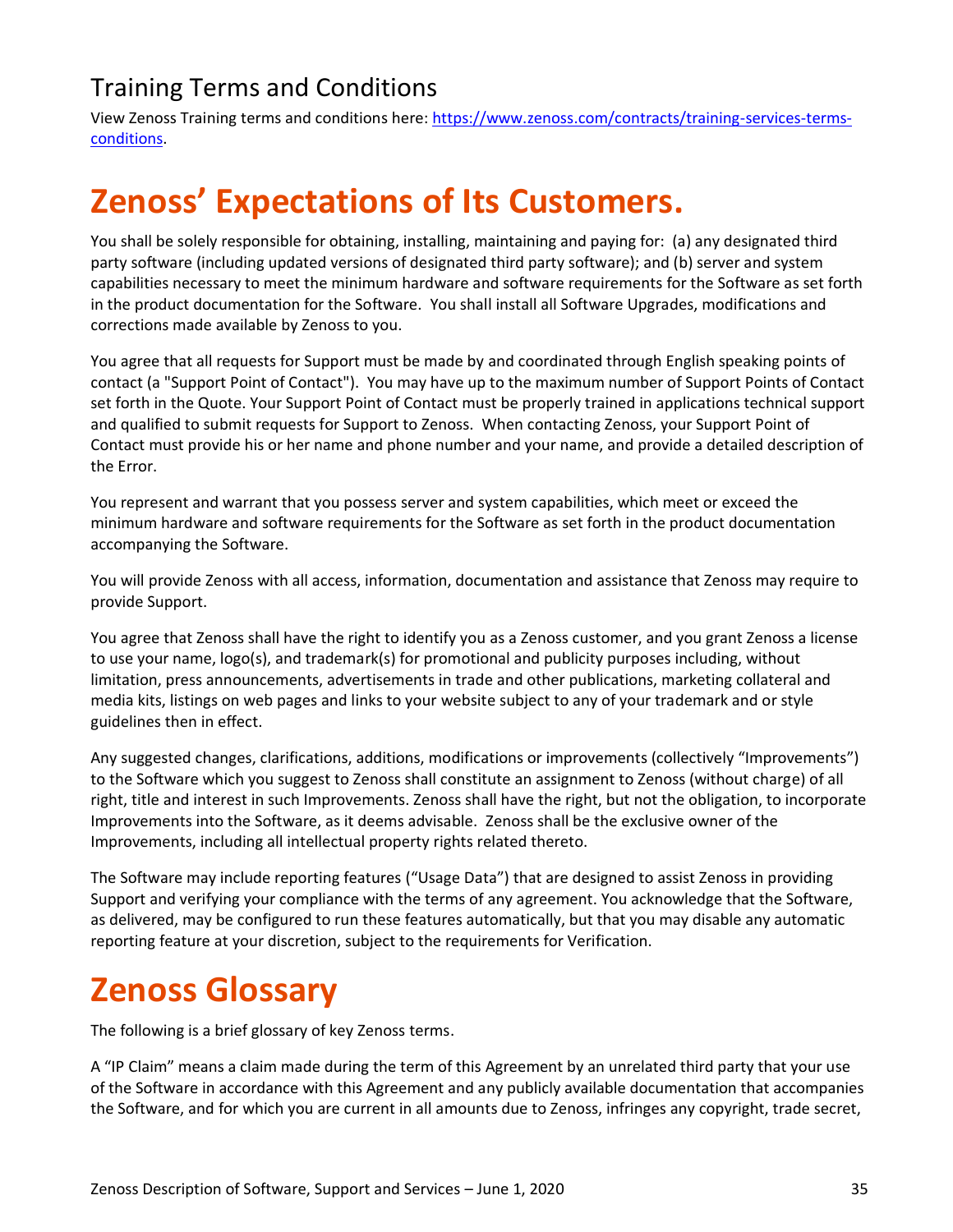## Training Terms and Conditions

View Zenoss Training terms and conditions here: [https://www.zenoss.com/contracts/training-services-terms-conditions](https://www.zenoss.com/contracts/training-services-terms-conditions).

# Zenoss' Expectations of Its Customers.

You shall be solely responsible for obtaining, installing, maintaining and paying for: (a) any designated third party software (including updated versions of designated third party software); and (b) server and system capabilities necessary to meet the minimum hardware and software requirements for the Software as set forth in the product documentation for the Software. You shall install all Software Upgrades, modifications and corrections made available by Zenoss to you.

You agree that all requests for Support must be made by and coordinated through English speaking points of contact (a "Support Point of Contact"). You may have up to the maximum number of Support Points of Contact set forth in the Quote. Your Support Point of Contact must be properly trained in applications technical support and qualified to submit requests for Support to Zenoss. When contacting Zenoss, your Support Point of Contact must provide his or her name and phone number and your name, and provide a detailed description of the Error.

You represent and warrant that you possess server and system capabilities, which meet or exceed the minimum hardware and software requirements for the Software as set forth in the product documentation accompanying the Software.

You will provide Zenoss with all access, information, documentation and assistance that Zenoss may require to provide Support.

You agree that Zenoss shall have the right to identify you as a Zenoss customer, and you grant Zenoss a license to use your name, logo(s), and trademark(s) for promotional and publicity purposes including, without limitation, press announcements, advertisements in trade and other publications, marketing collateral and media kits, listings on web pages and links to your website subject to any of your trademark and or style guidelines then in effect.

Any suggested changes, clarifications, additions, modifications or improvements (collectively "Improvements") to the Software which you suggest to Zenoss shall constitute an assignment to Zenoss (without charge) of all right, title and interest in such Improvements. Zenoss shall have the right, but not the obligation, to incorporate Improvements into the Software, as it deems advisable. Zenoss shall be the exclusive owner of the Improvements, including all intellectual property rights related thereto.

The Software may include reporting features ("Usage Data") that are designed to assist Zenoss in providing Support and verifying your compliance with the terms of any agreement. You acknowledge that the Software, as delivered, may be configured to run these features automatically, but that you may disable any automatic reporting feature at your discretion, subject to the requirements for Verification.

# Zenoss Glossary

The following is a brief glossary of key Zenoss terms.

A "IP Claim" means a claim made during the term of this Agreement by an unrelated third party that your use of the Software in accordance with this Agreement and any publicly available documentation that accompanies the Software, and for which you are current in all amounts due to Zenoss, infringes any copyright, trade secret,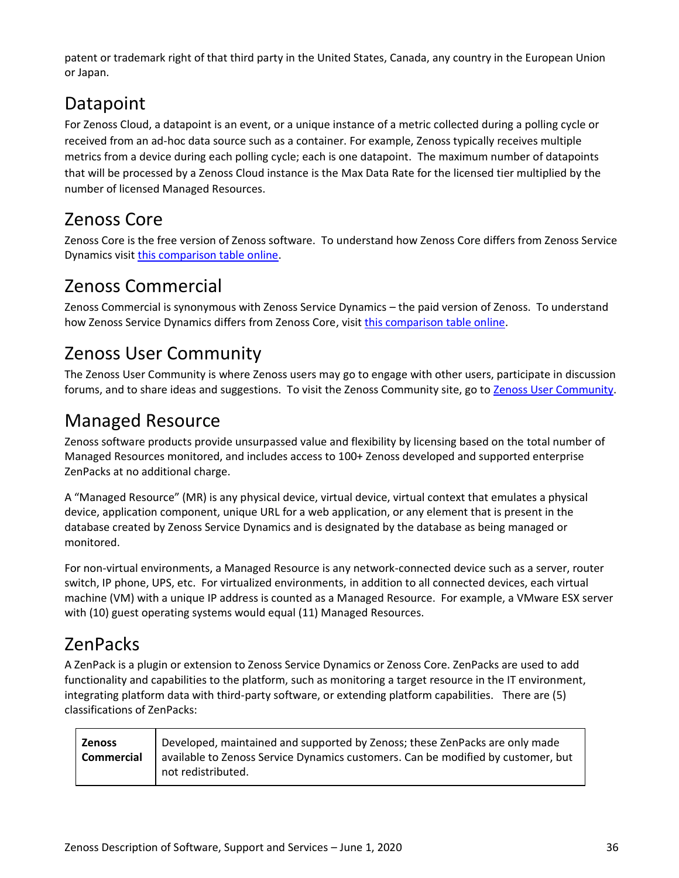patent or trademark right of that third party in the United States, Canada, any country in the European Union or Japan.

## Datapoint

For Zenoss Cloud, a datapoint is an event, or a unique instance of a metric collected during a polling cycle or received from an ad-hoc data source such as a container. For example, Zenoss typically receives multiple metrics from a device during each polling cycle; each is one datapoint. The maximum number of datapoints that will be processed by a Zenoss Cloud instance is the Max Data Rate for the licensed tier multiplied by the number of licensed Managed Resources.

## Zenoss Core

Zenoss Core is the free version of Zenoss software. To understand how Zenoss Core differs from Zenoss Service Dynamics visit this comparison table online.

## Zenoss Commercial

Zenoss Commercial is synonymous with Zenoss Service Dynamics – the paid version of Zenoss. To understand how Zenoss Service Dynamics differs from Zenoss Core, visit this comparison table online.

## Zenoss User Community

The Zenoss User Community is where Zenoss users may go to engage with other users, participate in discussion forums, and to share ideas and suggestions. To visit the Zenoss Community site, go to Zenoss User Community.

## Managed Resource

Zenoss software products provide unsurpassed value and flexibility by licensing based on the total number of Managed Resources monitored, and includes access to 100+ Zenoss developed and supported enterprise ZenPacks at no additional charge.

A "Managed Resource" (MR) is any physical device, virtual device, virtual context that emulates a physical device, application component, unique URL for a web application, or any element that is present in the database created by Zenoss Service Dynamics and is designated by the database as being managed or monitored.

For non-virtual environments, a Managed Resource is any network-connected device such as a server, router switch, IP phone, UPS, etc. For virtualized environments, in addition to all connected devices, each virtual machine (VM) with a unique IP address is counted as a Managed Resource. For example, a VMware ESX server with (10) guest operating systems would equal (11) Managed Resources.

## ZenPacks

A ZenPack is a plugin or extension to Zenoss Service Dynamics or Zenoss Core. ZenPacks are used to add functionality and capabilities to the platform, such as monitoring a target resource in the IT environment, integrating platform data with third-party software, or extending platform capabilities. There are (5) classifications of ZenPacks:

| | |
|---|---|
| **Zenoss Commercial** | Developed, maintained and supported by Zenoss; these ZenPacks are only made available to Zenoss Service Dynamics customers. Can be modified by customer, but not redistributed. |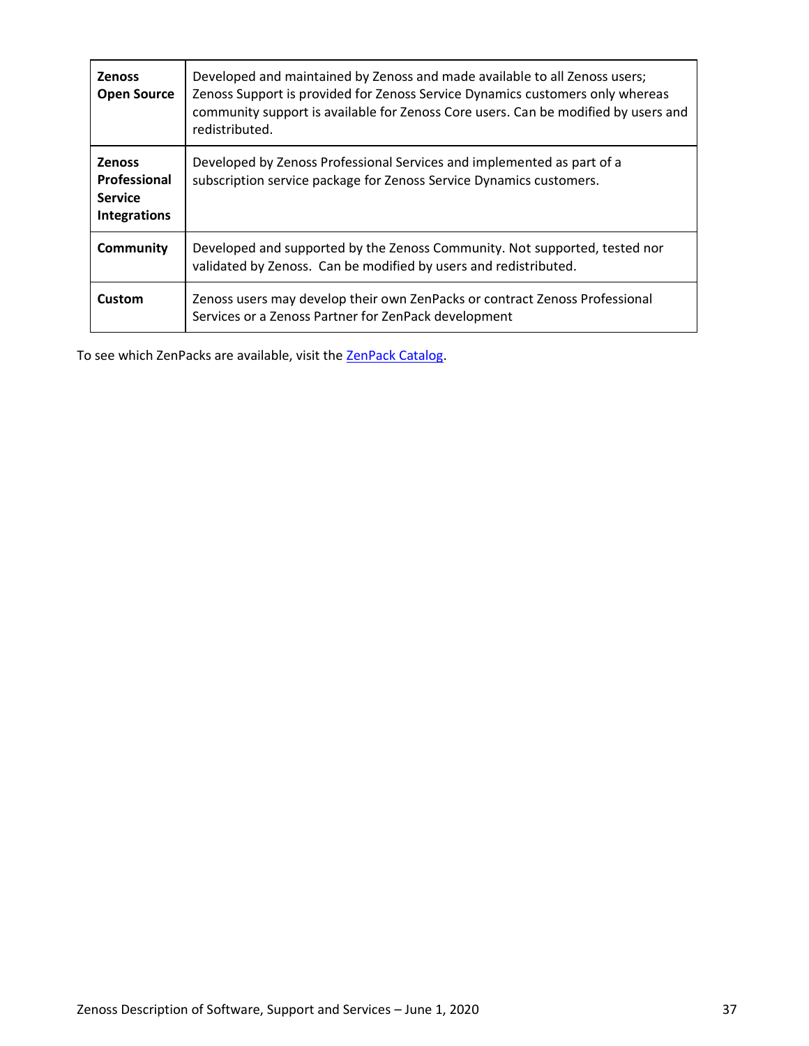| | |
|---|---|
| **Zenoss Open Source** | Developed and maintained by Zenoss and made available to all Zenoss users; Zenoss Support is provided for Zenoss Service Dynamics customers only whereas community support is available for Zenoss Core users. Can be modified by users and redistributed. |
| **Zenoss Professional Service Integrations** | Developed by Zenoss Professional Services and implemented as part of a subscription service package for Zenoss Service Dynamics customers. |
| **Community** | Developed and supported by the Zenoss Community. Not supported, tested nor validated by Zenoss. Can be modified by users and redistributed. |
| **Custom** | Zenoss users may develop their own ZenPacks or contract Zenoss Professional Services or a Zenoss Partner for ZenPack development |

To see which ZenPacks are available, visit the ZenPack Catalog.